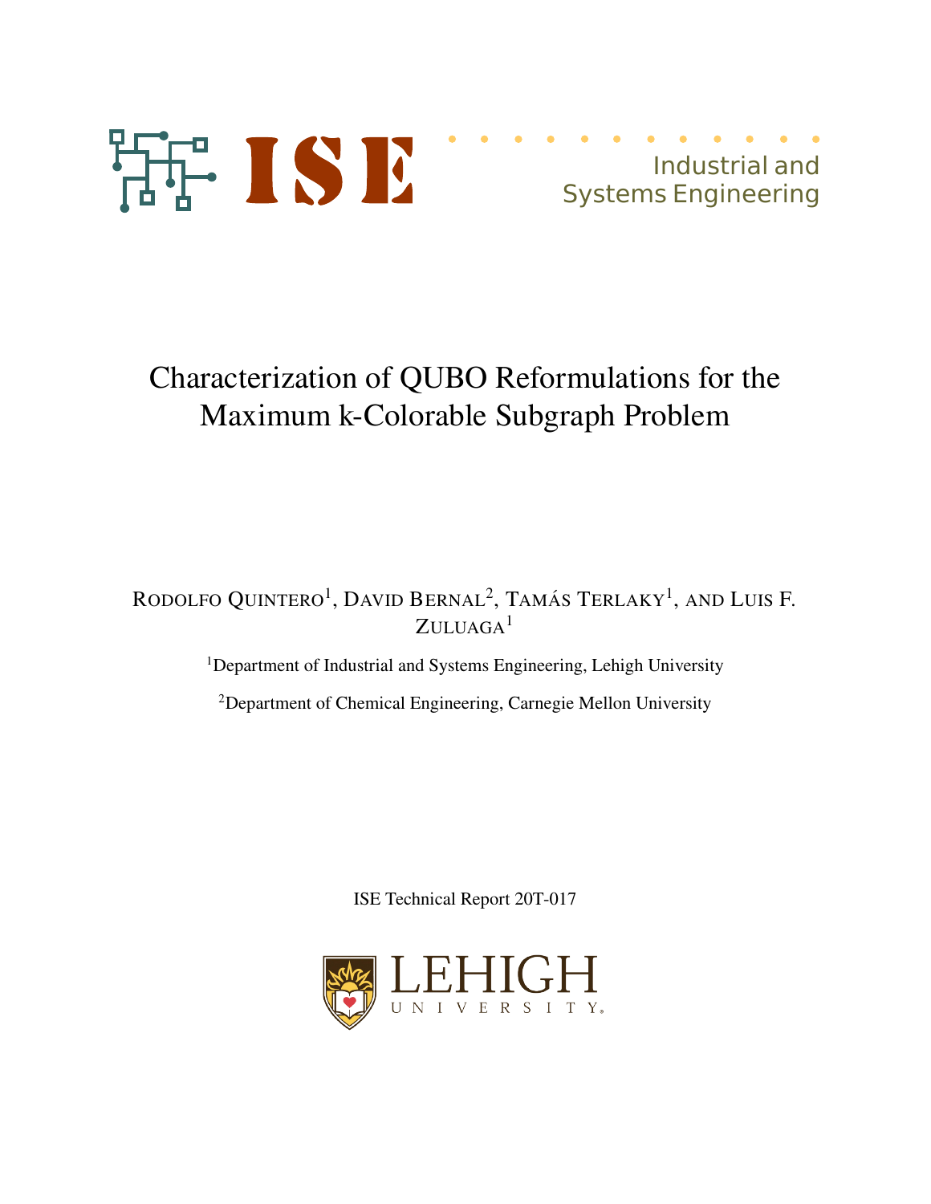ISE

Industrial and Systems Engineering

# Characterization of QUBO Reformulations for the Maximum k-Colorable Subgraph Problem

RODOLFO QUINTERO[1], DAVID BERNAL[2], TAMÁS TERLAKY[1], AND LUIS F. ZULUAGA[1]

[1]Department of Industrial and Systems Engineering, Lehigh University

[2]Department of Chemical Engineering, Carnegie Mellon University

ISE Technical Report 20T-017

LEHIGH UNIVERSITY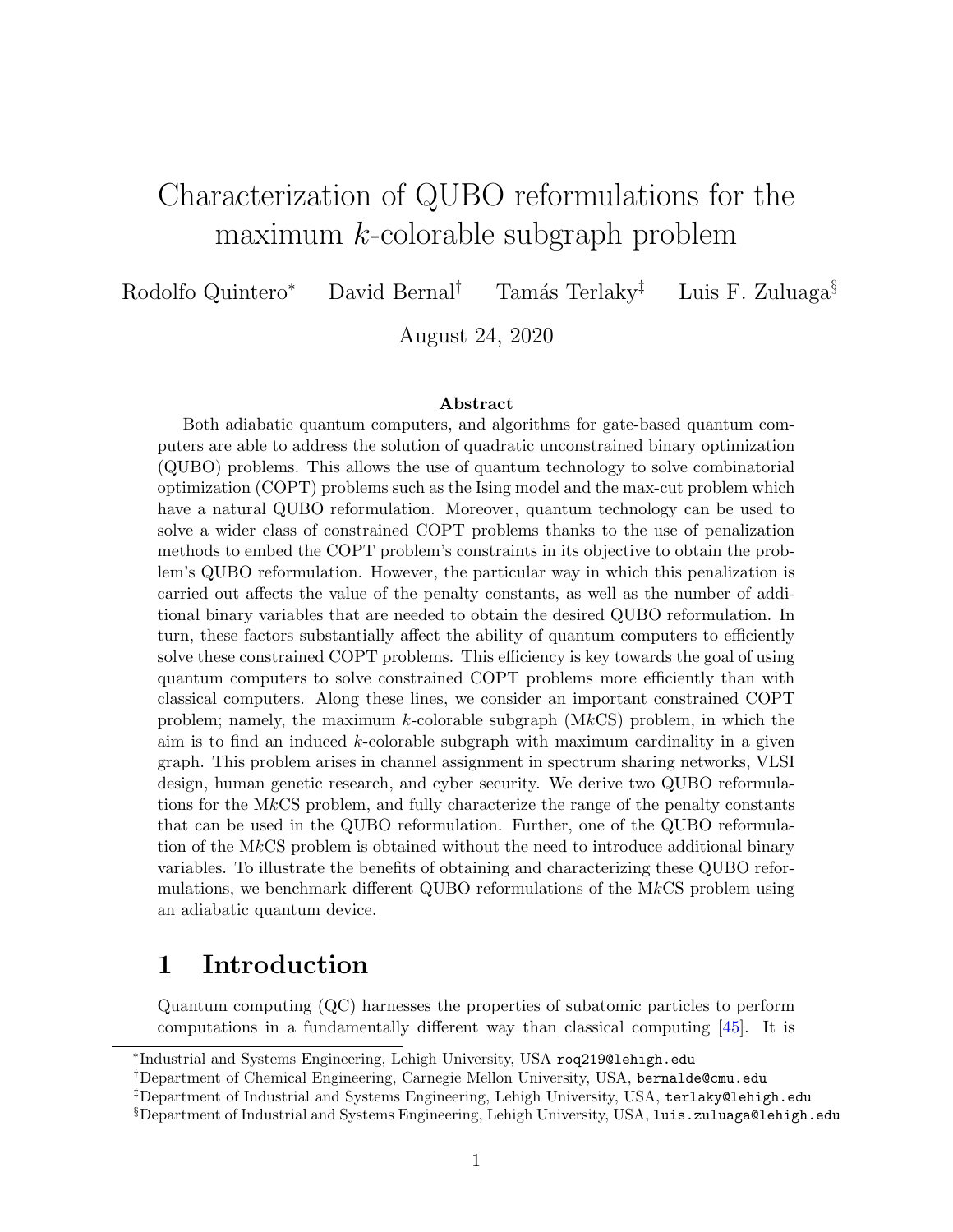# Characterization of QUBO reformulations for the maximum $k$-colorable subgraph problem

Rodolfo Quintero[*] David Bernal[†] Tamás Terlaky[‡] Luis F. Zuluaga[§]

August 24, 2020

### Abstract

Both adiabatic quantum computers, and algorithms for gate-based quantum computers are able to address the solution of quadratic unconstrained binary optimization (QUBO) problems. This allows the use of quantum technology to solve combinatorial optimization (COPT) problems such as the Ising model and the max-cut problem which have a natural QUBO reformulation. Moreover, quantum technology can be used to solve a wider class of constrained COPT problems thanks to the use of penalization methods to embed the COPT problem's constraints in its objective to obtain the problem's QUBO reformulation. However, the particular way in which this penalization is carried out affects the value of the penalty constants, as well as the number of additional binary variables that are needed to obtain the desired QUBO reformulation. In turn, these factors substantially affect the ability of quantum computers to efficiently solve these constrained COPT problems. This efficiency is key towards the goal of using quantum computers to solve constrained COPT problems more efficiently than with classical computers. Along these lines, we consider an important constrained COPT problem; namely, the maximum $k$-colorable subgraph (M$k$CS) problem, in which the aim is to find an induced $k$-colorable subgraph with maximum cardinality in a given graph. This problem arises in channel assignment in spectrum sharing networks, VLSI design, human genetic research, and cyber security. We derive two QUBO reformulations for the M$k$CS problem, and fully characterize the range of the penalty constants that can be used in the QUBO reformulation. Further, one of the QUBO reformulation of the M$k$CS problem is obtained without the need to introduce additional binary variables. To illustrate the benefits of obtaining and characterizing these QUBO reformulations, we benchmark different QUBO reformulations of the M$k$CS problem using an adiabatic quantum device.

## 1 Introduction

Quantum computing (QC) harnesses the properties of subatomic particles to perform computations in a fundamentally different way than classical computing [45]. It is

[*]Industrial and Systems Engineering, Lehigh University, USA roq219@lehigh.edu

[†]Department of Chemical Engineering, Carnegie Mellon University, USA, bernalde@cmu.edu

[‡]Department of Industrial and Systems Engineering, Lehigh University, USA, terlaky@lehigh.edu

[§]Department of Industrial and Systems Engineering, Lehigh University, USA, luis.zuluaga@lehigh.edu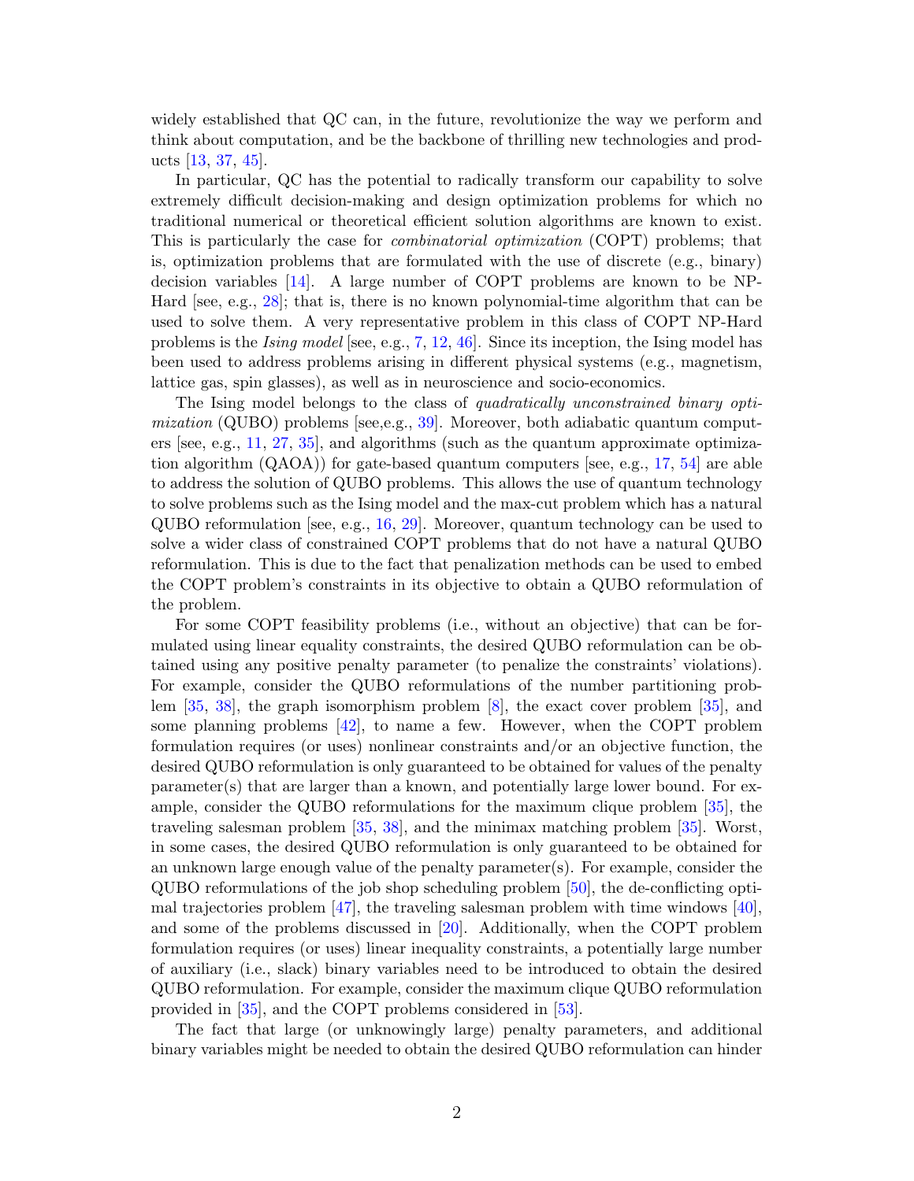widely established that QC can, in the future, revolutionize the way we perform and think about computation, and be the backbone of thrilling new technologies and products [13, 37, 45].

In particular, QC has the potential to radically transform our capability to solve extremely difficult decision-making and design optimization problems for which no traditional numerical or theoretical efficient solution algorithms are known to exist. This is particularly the case for *combinatorial optimization* (COPT) problems; that is, optimization problems that are formulated with the use of discrete (e.g., binary) decision variables [14]. A large number of COPT problems are known to be NP-Hard [see, e.g., 28]; that is, there is no known polynomial-time algorithm that can be used to solve them. A very representative problem in this class of COPT NP-Hard problems is the *Ising model* [see, e.g., 7, 12, 46]. Since its inception, the Ising model has been used to address problems arising in different physical systems (e.g., magnetism, lattice gas, spin glasses), as well as in neuroscience and socio-economics.

The Ising model belongs to the class of *quadratically unconstrained binary optimization* (QUBO) problems [see,e.g., 39]. Moreover, both adiabatic quantum computers [see, e.g., 11, 27, 35], and algorithms (such as the quantum approximate optimization algorithm (QAOA)) for gate-based quantum computers [see, e.g., 17, 54] are able to address the solution of QUBO problems. This allows the use of quantum technology to solve problems such as the Ising model and the max-cut problem which has a natural QUBO reformulation [see, e.g., 16, 29]. Moreover, quantum technology can be used to solve a wider class of constrained COPT problems that do not have a natural QUBO reformulation. This is due to the fact that penalization methods can be used to embed the COPT problem's constraints in its objective to obtain a QUBO reformulation of the problem.

For some COPT feasibility problems (i.e., without an objective) that can be formulated using linear equality constraints, the desired QUBO reformulation can be obtained using any positive penalty parameter (to penalize the constraints' violations). For example, consider the QUBO reformulations of the number partitioning problem [35, 38], the graph isomorphism problem [8], the exact cover problem [35], and some planning problems [42], to name a few. However, when the COPT problem formulation requires (or uses) nonlinear constraints and/or an objective function, the desired QUBO reformulation is only guaranteed to be obtained for values of the penalty parameter(s) that are larger than a known, and potentially large lower bound. For example, consider the QUBO reformulations for the maximum clique problem [35], the traveling salesman problem [35, 38], and the minimax matching problem [35]. Worst, in some cases, the desired QUBO reformulation is only guaranteed to be obtained for an unknown large enough value of the penalty parameter(s). For example, consider the QUBO reformulations of the job shop scheduling problem [50], the de-conflicting optimal trajectories problem [47], the traveling salesman problem with time windows [40], and some of the problems discussed in [20]. Additionally, when the COPT problem formulation requires (or uses) linear inequality constraints, a potentially large number of auxiliary (i.e., slack) binary variables need to be introduced to obtain the desired QUBO reformulation. For example, consider the maximum clique QUBO reformulation provided in [35], and the COPT problems considered in [53].

The fact that large (or unknowingly large) penalty parameters, and additional binary variables might be needed to obtain the desired QUBO reformulation can hinder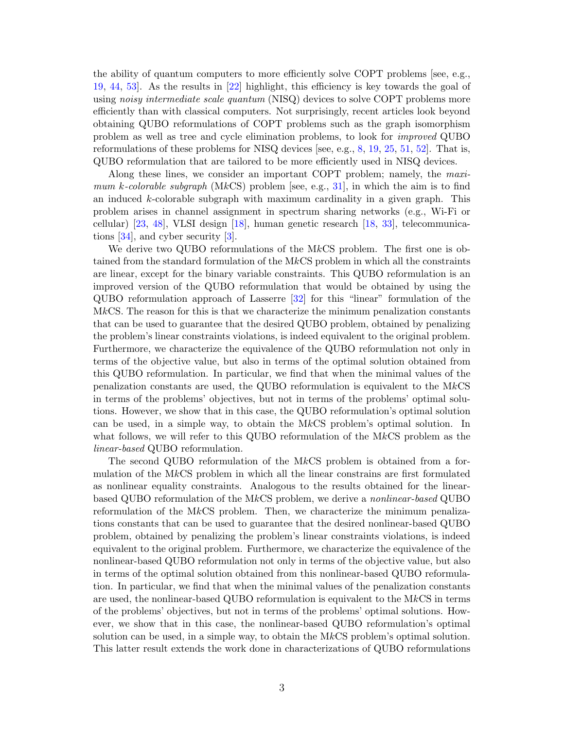the ability of quantum computers to more efficiently solve COPT problems [see, e.g., 19, 44, 53]. As the results in [22] highlight, this efficiency is key towards the goal of using *noisy intermediate scale quantum* (NISQ) devices to solve COPT problems more efficiently than with classical computers. Not surprisingly, recent articles look beyond obtaining QUBO reformulations of COPT problems such as the graph isomorphism problem as well as tree and cycle elimination problems, to look for *improved* QUBO reformulations of these problems for NISQ devices [see, e.g., 8, 19, 25, 51, 52]. That is, QUBO reformulation that are tailored to be more efficiently used in NISQ devices.

Along these lines, we consider an important COPT problem; namely, the *maximum k-colorable subgraph* (M$k$CS) problem [see, e.g., 31], in which the aim is to find an induced $k$-colorable subgraph with maximum cardinality in a given graph. This problem arises in channel assignment in spectrum sharing networks (e.g., Wi-Fi or cellular) [23, 48], VLSI design [18], human genetic research [18, 33], telecommunications [34], and cyber security [3].

We derive two QUBO reformulations of the M$k$CS problem. The first one is obtained from the standard formulation of the M$k$CS problem in which all the constraints are linear, except for the binary variable constraints. This QUBO reformulation is an improved version of the QUBO reformulation that would be obtained by using the QUBO reformulation approach of Lasserre [32] for this "linear" formulation of the M$k$CS. The reason for this is that we characterize the minimum penalization constants that can be used to guarantee that the desired QUBO problem, obtained by penalizing the problem's linear constraints violations, is indeed equivalent to the original problem. Furthermore, we characterize the equivalence of the QUBO reformulation not only in terms of the objective value, but also in terms of the optimal solution obtained from this QUBO reformulation. In particular, we find that when the minimal values of the penalization constants are used, the QUBO reformulation is equivalent to the M$k$CS in terms of the problems' objectives, but not in terms of the problems' optimal solutions. However, we show that in this case, the QUBO reformulation's optimal solution can be used, in a simple way, to obtain the M$k$CS problem's optimal solution. In what follows, we will refer to this QUBO reformulation of the M$k$CS problem as the *linear-based* QUBO reformulation.

The second QUBO reformulation of the M$k$CS problem is obtained from a formulation of the M$k$CS problem in which all the linear constrains are first formulated as nonlinear equality constraints. Analogous to the results obtained for the linear-based QUBO reformulation of the M$k$CS problem, we derive a *nonlinear-based* QUBO reformulation of the M$k$CS problem. Then, we characterize the minimum penalizations constants that can be used to guarantee that the desired nonlinear-based QUBO problem, obtained by penalizing the problem's linear constraints violations, is indeed equivalent to the original problem. Furthermore, we characterize the equivalence of the nonlinear-based QUBO reformulation not only in terms of the objective value, but also in terms of the optimal solution obtained from this nonlinear-based QUBO reformulation. In particular, we find that when the minimal values of the penalization constants are used, the nonlinear-based QUBO reformulation is equivalent to the M$k$CS in terms of the problems' objectives, but not in terms of the problems' optimal solutions. However, we show that in this case, the nonlinear-based QUBO reformulation's optimal solution can be used, in a simple way, to obtain the M$k$CS problem's optimal solution. This latter result extends the work done in characterizations of QUBO reformulations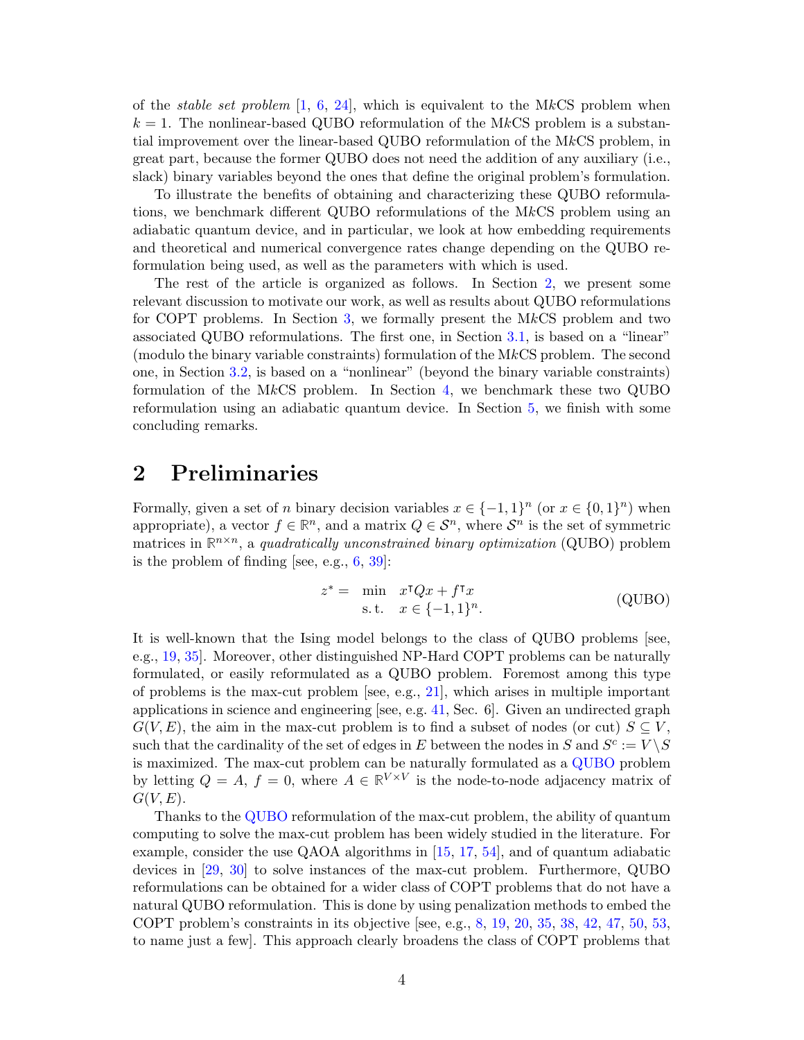of the *stable set problem* [1, 6, 24], which is equivalent to the M$k$CS problem when $k = 1$. The nonlinear-based QUBO reformulation of the M$k$CS problem is a substantial improvement over the linear-based QUBO reformulation of the M$k$CS problem, in great part, because the former QUBO does not need the addition of any auxiliary (i.e., slack) binary variables beyond the ones that define the original problem's formulation.

To illustrate the benefits of obtaining and characterizing these QUBO reformulations, we benchmark different QUBO reformulations of the M$k$CS problem using an adiabatic quantum device, and in particular, we look at how embedding requirements and theoretical and numerical convergence rates change depending on the QUBO reformulation being used, as well as the parameters with which is used.

The rest of the article is organized as follows. In Section 2, we present some relevant discussion to motivate our work, as well as results about QUBO reformulations for COPT problems. In Section 3, we formally present the M$k$CS problem and two associated QUBO reformulations. The first one, in Section 3.1, is based on a "linear" (modulo the binary variable constraints) formulation of the M$k$CS problem. The second one, in Section 3.2, is based on a "nonlinear" (beyond the binary variable constraints) formulation of the M$k$CS problem. In Section 4, we benchmark these two QUBO reformulation using an adiabatic quantum device. In Section 5, we finish with some concluding remarks.

# 2 Preliminaries

Formally, given a set of $n$ binary decision variables $x \in \{-1, 1\}^n$ (or $x \in \{0, 1\}^n$) when appropriate), a vector $f \in \mathbb{R}^n$, and a matrix $Q \in \mathcal{S}^n$, where $\mathcal{S}^n$ is the set of symmetric matrices in $\mathbb{R}^{n \times n}$, a *quadratically unconstrained binary optimization* (QUBO) problem is the problem of finding [see, e.g., 6, 39]:

$$
\begin{aligned}
z^* = \quad \min \quad & x^\intercal Q x + f^\intercal x \\
\text{s.t.} \quad & x \in \{-1, 1\}^n.
\end{aligned}
\tag{QUBO}
$$

It is well-known that the Ising model belongs to the class of QUBO problems [see, e.g., 19, 35]. Moreover, other distinguished NP-Hard COPT problems can be naturally formulated, or easily reformulated as a QUBO problem. Foremost among this type of problems is the max-cut problem [see, e.g., 21], which arises in multiple important applications in science and engineering [see, e.g. 41, Sec. 6]. Given an undirected graph $G(V, E)$, the aim in the max-cut problem is to find a subset of nodes (or cut) $S \subseteq V$, such that the cardinality of the set of edges in $E$ between the nodes in $S$ and $S^c := V \setminus S$ is maximized. The max-cut problem can be naturally formulated as a QUBO problem by letting $Q = A$, $f = 0$, where $A \in \mathbb{R}^{V \times V}$ is the node-to-node adjacency matrix of $G(V, E)$.

Thanks to the QUBO reformulation of the max-cut problem, the ability of quantum computing to solve the max-cut problem has been widely studied in the literature. For example, consider the use QAOA algorithms in [15, 17, 54], and of quantum adiabatic devices in [29, 30] to solve instances of the max-cut problem. Furthermore, QUBO reformulations can be obtained for a wider class of COPT problems that do not have a natural QUBO reformulation. This is done by using penalization methods to embed the COPT problem's constraints in its objective [see, e.g., 8, 19, 20, 35, 38, 42, 47, 50, 53, to name just a few]. This approach clearly broadens the class of COPT problems that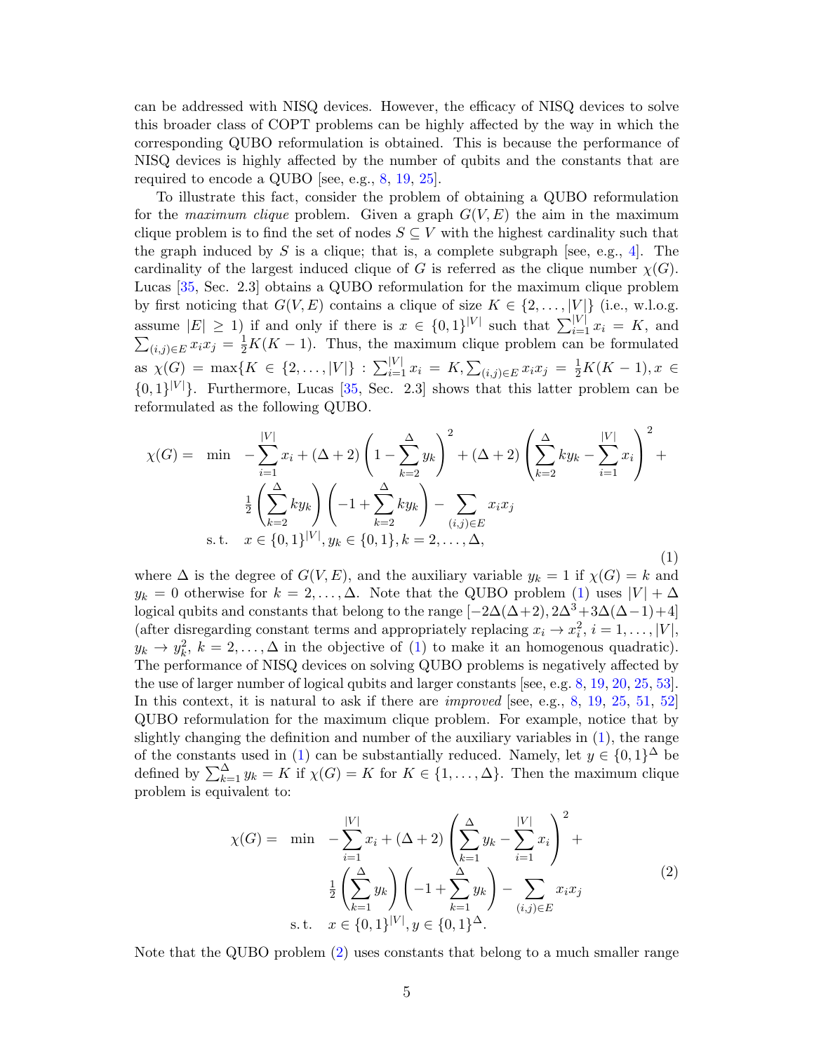can be addressed with NISQ devices. However, the efficacy of NISQ devices to solve this broader class of COPT problems can be highly affected by the way in which the corresponding QUBO reformulation is obtained. This is because the performance of NISQ devices is highly affected by the number of qubits and the constants that are required to encode a QUBO [see, e.g., 8, 19, 25].

To illustrate this fact, consider the problem of obtaining a QUBO reformulation for the *maximum clique* problem. Given a graph $G(V,E)$ the aim in the maximum clique problem is to find the set of nodes $S \subseteq V$ with the highest cardinality such that the graph induced by $S$ is a clique; that is, a complete subgraph [see, e.g., 4]. The cardinality of the largest induced clique of $G$ is referred as the clique number $\chi(G)$. Lucas [35, Sec. 2.3] obtains a QUBO reformulation for the maximum clique problem by first noticing that $G(V,E)$ contains a clique of size $K \in \{2,\dots,|V|\}$ (i.e., w.l.o.g. assume $|E| \geq 1$) if and only if there is $x \in \{0,1\}^{|V|}$ such that $\sum_{i=1}^{|V|} x_i = K$, and $\sum_{(i,j)\in E} x_i x_j = \frac{1}{2}K(K-1)$. Thus, the maximum clique problem can be formulated as $\chi(G) = \max\{K \in \{2,\dots,|V|\} : \sum_{i=1}^{|V|} x_i = K, \sum_{(i,j)\in E} x_i x_j = \frac{1}{2}K(K-1), x \in \{0,1\}^{|V|}\}$. Furthermore, Lucas [35, Sec. 2.3] shows that this latter problem can be reformulated as the following QUBO.

$$
\begin{aligned}
\chi(G) = \quad \min \quad & -\sum_{i=1}^{|V|} x_i + (\Delta+2)\left(1 - \sum_{k=2}^{\Delta} y_k\right)^2 + (\Delta+2)\left(\sum_{k=2}^{\Delta} k y_k - \sum_{i=1}^{|V|} x_i\right)^2 + \\
& \tfrac{1}{2}\left(\sum_{k=2}^{\Delta} k y_k\right)\left(-1 + \sum_{k=2}^{\Delta} k y_k\right) - \sum_{(i,j)\in E} x_i x_j \\
\text{s.t.} \quad & x \in \{0,1\}^{|V|}, y_k \in \{0,1\}, k = 2,\dots,\Delta,
\end{aligned}
\tag{1}
$$

where $\Delta$ is the degree of $G(V,E)$, and the auxiliary variable $y_k = 1$ if $\chi(G) = k$ and $y_k = 0$ otherwise for $k = 2,\dots,\Delta$. Note that the QUBO problem (1) uses $|V| + \Delta$ logical qubits and constants that belong to the range $[-2\Delta(\Delta+2), 2\Delta^3 + 3\Delta(\Delta-1)+4]$ (after disregarding constant terms and appropriately replacing $x_i \to x_i^2$, $i = 1,\dots,|V|$, $y_k \to y_k^2$, $k = 2,\dots,\Delta$ in the objective of (1) to make it an homogenous quadratic). The performance of NISQ devices on solving QUBO problems is negatively affected by the use of larger number of logical qubits and larger constants [see, e.g. 8, 19, 20, 25, 53]. In this context, it is natural to ask if there are *improved* [see, e.g., 8, 19, 25, 51, 52] QUBO reformulation for the maximum clique problem. For example, notice that by slightly changing the definition and number of the auxiliary variables in (1), the range of the constants used in (1) can be substantially reduced. Namely, let $y \in \{0,1\}^{\Delta}$ be defined by $\sum_{k=1}^{\Delta} y_k = K$ if $\chi(G) = K$ for $K \in \{1,\dots,\Delta\}$. Then the maximum clique problem is equivalent to:

$$
\begin{aligned}
\chi(G) = \quad \min \quad & -\sum_{i=1}^{|V|} x_i + (\Delta+2)\left(\sum_{k=1}^{\Delta} y_k - \sum_{i=1}^{|V|} x_i\right)^2 + \\
& \tfrac{1}{2}\left(\sum_{k=1}^{\Delta} y_k\right)\left(-1 + \sum_{k=1}^{\Delta} y_k\right) - \sum_{(i,j)\in E} x_i x_j \\
\text{s.t.} \quad & x \in \{0,1\}^{|V|}, y \in \{0,1\}^{\Delta}.
\end{aligned}
\tag{2}
$$

Note that the QUBO problem (2) uses constants that belong to a much smaller range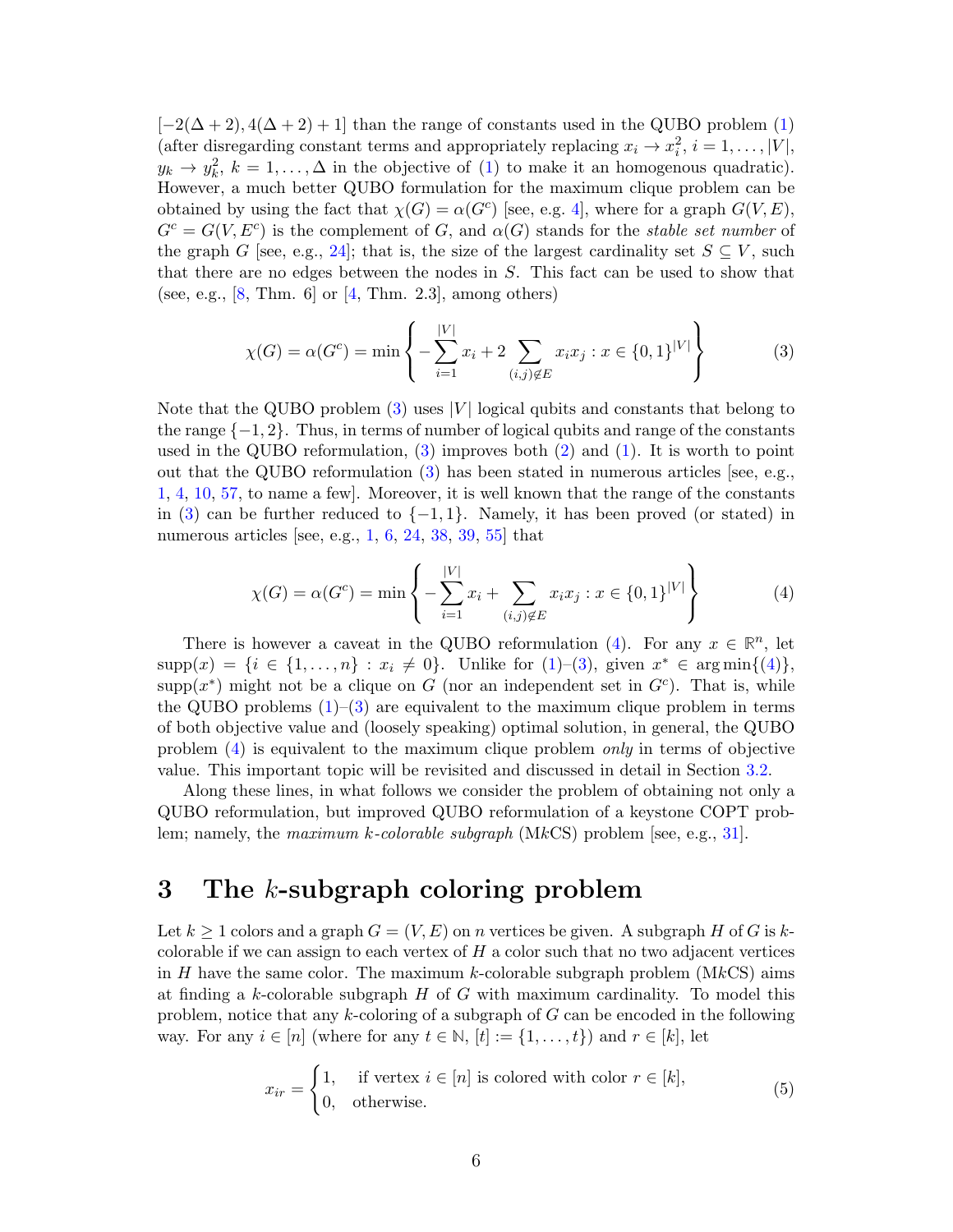$[-2(\Delta+2), 4(\Delta+2)+1]$ than the range of constants used in the QUBO problem (1) (after disregarding constant terms and appropriately replacing $x_i \to x_i^2$, $i = 1, \ldots, |V|$, $y_k \to y_k^2$, $k = 1, \ldots, \Delta$ in the objective of (1) to make it an homogenous quadratic). However, a much better QUBO formulation for the maximum clique problem can be obtained by using the fact that $\chi(G) = \alpha(G^c)$ [see, e.g. 4], where for a graph $G(V, E)$, $G^c = G(V, E^c)$ is the complement of $G$, and $\alpha(G)$ stands for the *stable set number* of the graph $G$ [see, e.g., 24]; that is, the size of the largest cardinality set $S \subseteq V$, such that there are no edges between the nodes in $S$. This fact can be used to show that (see, e.g., [8, Thm. 6] or [4, Thm. 2.3], among others)

$$\chi(G) = \alpha(G^c) = \min\left\{ -\sum_{i=1}^{|V|} x_i + 2\sum_{(i,j)\notin E} x_i x_j : x \in \{0,1\}^{|V|} \right\} \tag{3}$$

Note that the QUBO problem (3) uses $|V|$ logical qubits and constants that belong to the range $\{-1, 2\}$. Thus, in terms of number of logical qubits and range of the constants used in the QUBO reformulation, (3) improves both (2) and (1). It is worth to point out that the QUBO reformulation (3) has been stated in numerous articles [see, e.g., 1, 4, 10, 57, to name a few]. Moreover, it is well known that the range of the constants in (3) can be further reduced to $\{-1, 1\}$. Namely, it has been proved (or stated) in numerous articles [see, e.g., 1, 6, 24, 38, 39, 55] that

$$\chi(G) = \alpha(G^c) = \min\left\{ -\sum_{i=1}^{|V|} x_i + \sum_{(i,j)\notin E} x_i x_j : x \in \{0,1\}^{|V|} \right\} \tag{4}$$

There is however a caveat in the QUBO reformulation (4). For any $x \in \mathbb{R}^n$, let $\text{supp}(x) = \{i \in \{1, \ldots, n\} : x_i \neq 0\}$. Unlike for (1)–(3), given $x^* \in \arg\min\{(4)\}$, $\text{supp}(x^*)$ might not be a clique on $G$ (nor an independent set in $G^c$). That is, while the QUBO problems (1)–(3) are equivalent to the maximum clique problem in terms of both objective value and (loosely speaking) optimal solution, in general, the QUBO problem (4) is equivalent to the maximum clique problem *only* in terms of objective value. This important topic will be revisited and discussed in detail in Section 3.2.

Along these lines, in what follows we consider the problem of obtaining not only a QUBO reformulation, but improved QUBO reformulation of a keystone COPT problem; namely, the *maximum k-colorable subgraph* (M$k$CS) problem [see, e.g., 31].

# 3 The $k$-subgraph coloring problem

Let $k \geq 1$ colors and a graph $G = (V, E)$ on $n$ vertices be given. A subgraph $H$ of $G$ is $k$-colorable if we can assign to each vertex of $H$ a color such that no two adjacent vertices in $H$ have the same color. The maximum $k$-colorable subgraph problem (M$k$CS) aims at finding a $k$-colorable subgraph $H$ of $G$ with maximum cardinality. To model this problem, notice that any $k$-coloring of a subgraph of $G$ can be encoded in the following way. For any $i \in [n]$ (where for any $t \in \mathbb{N}$, $[t] := \{1, \ldots, t\}$) and $r \in [k]$, let

$$x_{ir} = \begin{cases} 1, & \text{if vertex } i \in [n] \text{ is colored with color } r \in [k], \\ 0, & \text{otherwise.} \end{cases} \tag{5}$$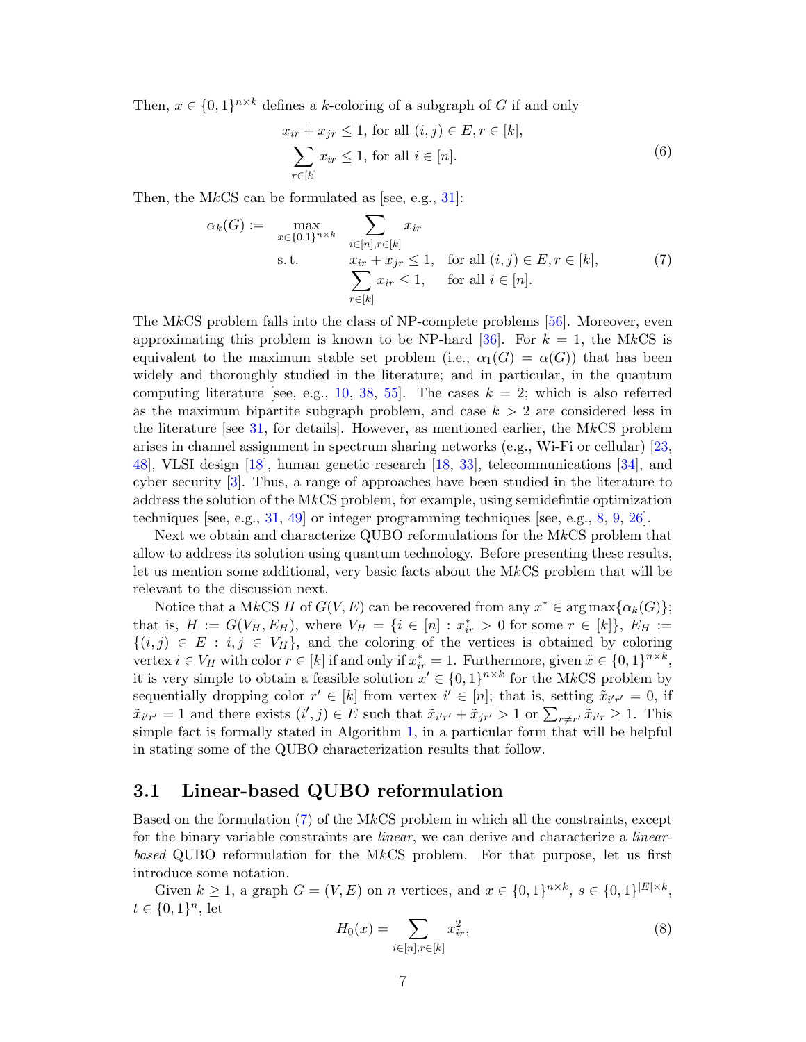Then, $x \in \{0,1\}^{n\times k}$ defines a $k$-coloring of a subgraph of $G$ if and only

$$
\begin{aligned}
& x_{ir} + x_{jr} \leq 1, \text{ for all } (i,j) \in E, r \in [k], \\
& \sum_{r\in[k]} x_{ir} \leq 1, \text{ for all } i \in [n].
\end{aligned} \tag{6}
$$

Then, the M$k$CS can be formulated as [see, e.g., 31]:

$$
\begin{aligned}
\alpha_k(G) := \quad & \max_{x\in\{0,1\}^{n\times k}} && \sum_{i\in[n],r\in[k]} x_{ir} \\
& \text{s.t.} && x_{ir} + x_{jr} \leq 1, \quad \text{for all } (i,j) \in E, r \in [k], \\
& && \sum_{r\in[k]} x_{ir} \leq 1, \quad \text{for all } i \in [n].
\end{aligned} \tag{7}
$$

The M$k$CS problem falls into the class of NP-complete problems [56]. Moreover, even approximating this problem is known to be NP-hard [36]. For $k = 1$, the M$k$CS is equivalent to the maximum stable set problem (i.e., $\alpha_1(G) = \alpha(G)$) that has been widely and thoroughly studied in the literature; and in particular, in the quantum computing literature [see, e.g., 10, 38, 55]. The cases $k = 2$; which is also referred as the maximum bipartite subgraph problem, and case $k > 2$ are considered less in the literature [see 31, for details]. However, as mentioned earlier, the M$k$CS problem arises in channel assignment in spectrum sharing networks (e.g., Wi-Fi or cellular) [23, 48], VLSI design [18], human genetic research [18, 33], telecommunications [34], and cyber security [3]. Thus, a range of approaches have been studied in the literature to address the solution of the M$k$CS problem, for example, using semidefintie optimization techniques [see, e.g., 31, 49] or integer programming techniques [see, e.g., 8, 9, 26].

Next we obtain and characterize QUBO reformulations for the M$k$CS problem that allow to address its solution using quantum technology. Before presenting these results, let us mention some additional, very basic facts about the M$k$CS problem that will be relevant to the discussion next.

Notice that a MkCS $H$ of $G(V,E)$ can be recovered from any $x^* \in \arg\max\{\alpha_k(G)\}$; that is, $H := G(V_H, E_H)$, where $V_H = \{i \in [n] : x^*_{ir} > 0 \text{ for some } r \in [k]\}$, $E_H := \{(i,j) \in E : i,j \in V_H\}$, and the coloring of the vertices is obtained by coloring vertex $i \in V_H$ with color $r \in [k]$ if and only if $x^*_{ir} = 1$. Furthermore, given $\tilde{x} \in \{0,1\}^{n\times k}$, it is very simple to obtain a feasible solution $x' \in \{0,1\}^{n\times k}$ for the M$k$CS problem by sequentially dropping color $r' \in [k]$ from vertex $i' \in [n]$; that is, setting $\tilde{x}_{i'r'} = 0$, if $\tilde{x}_{i'r'} = 1$ and there exists $(i', j) \in E$ such that $\tilde{x}_{i'r'} + \tilde{x}_{jr'} > 1$ or $\sum_{r\neq r'} \tilde{x}_{i'r} \geq 1$. This simple fact is formally stated in Algorithm 1, in a particular form that will be helpful in stating some of the QUBO characterization results that follow.

## 3.1 Linear-based QUBO reformulation

Based on the formulation (7) of the M$k$CS problem in which all the constraints, except for the binary variable constraints are *linear*, we can derive and characterize a *linear-based* QUBO reformulation for the M$k$CS problem. For that purpose, let us first introduce some notation.

Given $k \geq 1$, a graph $G = (V,E)$ on $n$ vertices, and $x \in \{0,1\}^{n\times k}$, $s \in \{0,1\}^{|E|\times k}$, $t \in \{0,1\}^n$, let

$$
H_0(x) = \sum_{i\in[n],r\in[k]} x_{ir}^2, \tag{8}
$$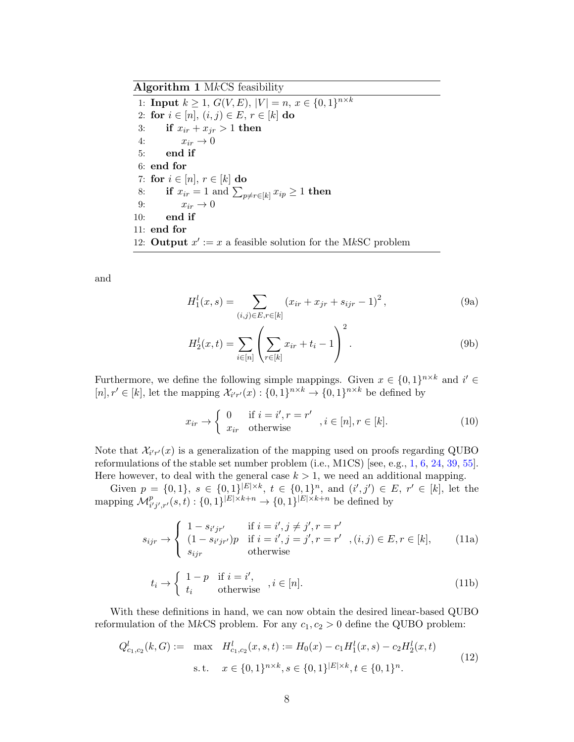**Algorithm 1** M$k$CS feasibility

```
1: Input k ≥ 1, G(V,E), |V| = n, x ∈ {0,1}^{n×k}
2: for i ∈ [n], (i,j) ∈ E, r ∈ [k] do
3:     if x_{ir} + x_{jr} > 1 then
4:         x_{ir} → 0
5:     end if
6: end for
7: for i ∈ [n], r ∈ [k] do
8:     if x_{ir} = 1 and ∑_{p≠r∈[k]} x_{ip} ≥ 1 then
9:         x_{ir} → 0
10:    end if
11: end for
12: Output x' := x a feasible solution for the MkSC problem
```

and

$$H_1^l(x,s) = \sum_{(i,j)\in E, r\in[k]} \left(x_{ir} + x_{jr} + s_{ijr} - 1\right)^2, \tag{9a}$$

$$H_2^l(x,t) = \sum_{i\in[n]} \left( \sum_{r\in[k]} x_{ir} + t_i - 1 \right)^2. \tag{9b}$$

Furthermore, we define the following simple mappings. Given $x \in \{0,1\}^{n\times k}$ and $i' \in [n], r' \in [k]$, let the mapping $\mathcal{X}_{i'r'}(x) : \{0,1\}^{n\times k} \to \{0,1\}^{n\times k}$ be defined by

$$x_{ir} \to \begin{cases} 0 & \text{if } i = i', r = r' \\ x_{ir} & \text{otherwise} \end{cases}, i \in [n], r \in [k]. \tag{10}$$

Note that $\mathcal{X}_{i'r'}(x)$ is a generalization of the mapping used on proofs regarding QUBO reformulations of the stable set number problem (i.e., M1CS) [see, e.g., 1, 6, 24, 39, 55]. Here however, to deal with the general case $k > 1$, we need an additional mapping.

Given $p = \{0,1\}$, $s \in \{0,1\}^{|E|\times k}$, $t \in \{0,1\}^n$, and $(i',j') \in E$, $r' \in [k]$, let the mapping $\mathcal{M}^p_{i'j',r'}(s,t) : \{0,1\}^{|E|\times k+n} \to \{0,1\}^{|E|\times k+n}$ be defined by

$$s_{ijr} \to \begin{cases} 1 - s_{i'jr'} & \text{if } i = i', j \neq j', r = r' \\ (1 - s_{i'jr'})p & \text{if } i = i', j = j', r = r' \\ s_{ijr} & \text{otherwise} \end{cases}, (i,j) \in E, r \in [k], \tag{11a}$$

$$t_i \to \begin{cases} 1 - p & \text{if } i = i', \\ t_i & \text{otherwise} \end{cases}, i \in [n]. \tag{11b}$$

With these definitions in hand, we can now obtain the desired linear-based QUBO reformulation of the M$k$CS problem. For any $c_1, c_2 > 0$ define the QUBO problem:

$$\begin{aligned} Q^l_{c_1,c_2}(k,G) := \quad \max \quad & H^l_{c_1,c_2}(x,s,t) := H_0(x) - c_1 H_1^l(x,s) - c_2 H_2^l(x,t) \\ \text{s.t.} \quad & x \in \{0,1\}^{n\times k}, s \in \{0,1\}^{|E|\times k}, t \in \{0,1\}^n. \end{aligned} \tag{12}$$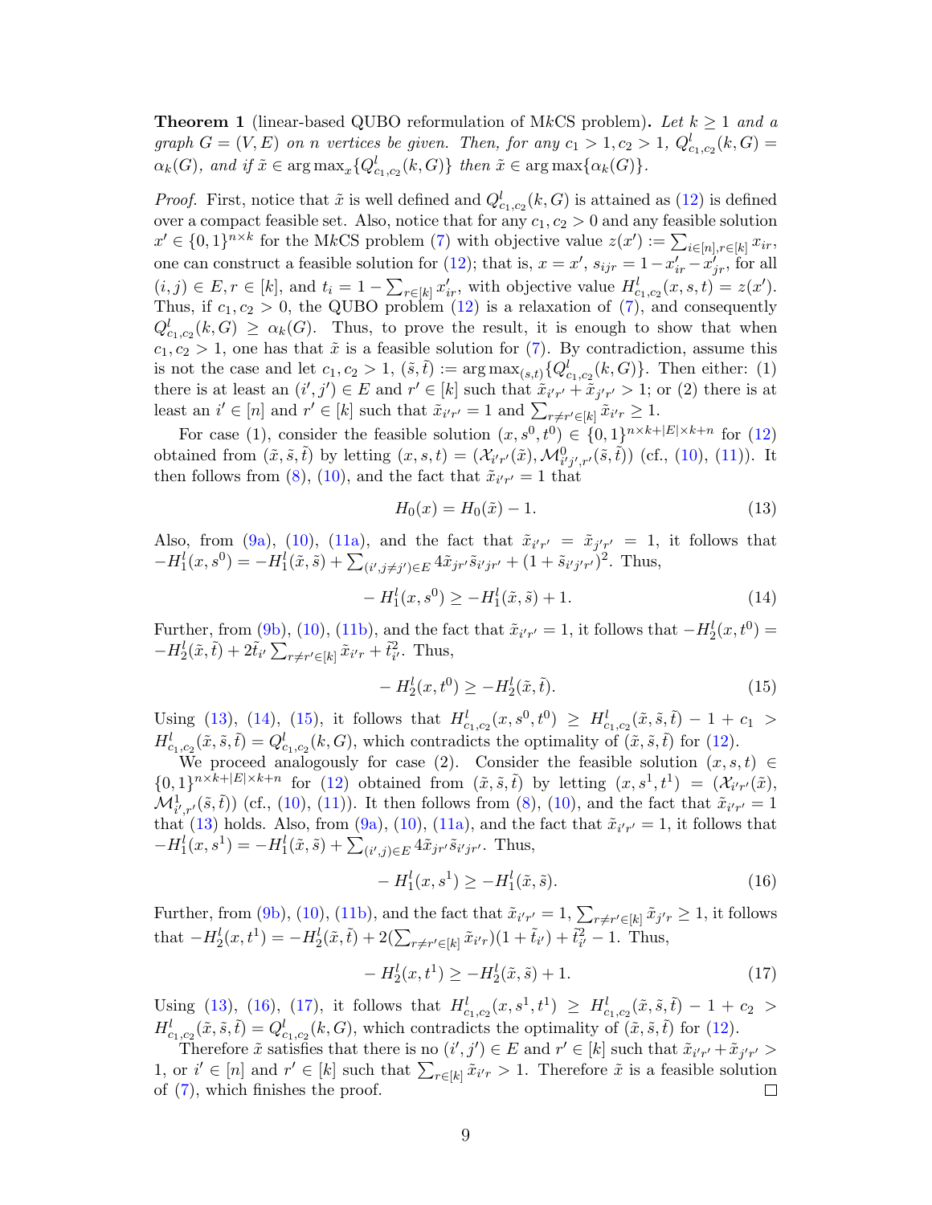**Theorem 1** (linear-based QUBO reformulation of M$k$CS problem)**.** *Let $k \geq 1$ and a graph $G = (V, E)$ on $n$ vertices be given. Then, for any $c_1 > 1, c_2 > 1$, $Q^l_{c_1,c_2}(k, G) = \alpha_k(G)$, and if $\tilde{x} \in \arg\max_x\{Q^l_{c_1,c_2}(k, G)\}$ then $\tilde{x} \in \arg\max\{\alpha_k(G)\}$.*

*Proof.* First, notice that $\tilde{x}$ is well defined and $Q^l_{c_1,c_2}(k, G)$ is attained as (12) is defined over a compact feasible set. Also, notice that for any $c_1, c_2 > 0$ and any feasible solution $x' \in \{0, 1\}^{n\times k}$ for the M$k$CS problem (7) with objective value $z(x') := \sum_{i\in[n],r\in[k]} x_{ir}$, one can construct a feasible solution for (12); that is, $x = x'$, $s_{ijr} = 1 - x'_{ir} - x'_{jr}$, for all $(i, j) \in E, r \in [k]$, and $t_i = 1 - \sum_{r\in[k]} x'_{ir}$, with objective value $H^l_{c_1,c_2}(x, s, t) = z(x')$. Thus, if $c_1, c_2 > 0$, the QUBO problem (12) is a relaxation of (7), and consequently $Q^l_{c_1,c_2}(k, G) \geq \alpha_k(G)$. Thus, to prove the result, it is enough to show that when $c_1, c_2 > 1$, one has that $\tilde{x}$ is a feasible solution for (7). By contradiction, assume this is not the case and let $c_1, c_2 > 1$, $(\tilde{s}, \tilde{t}) := \arg\max_{(s,t)}\{Q^l_{c_1,c_2}(k, G)\}$. Then either: (1) there is at least an $(i', j') \in E$ and $r' \in [k]$ such that $\tilde{x}_{i'r'} + \tilde{x}_{j'r'} > 1$; or (2) there is at least an $i' \in [n]$ and $r' \in [k]$ such that $\tilde{x}_{i'r'} = 1$ and $\sum_{r\neq r'\in[k]} \tilde{x}_{i'r} \geq 1$.

For case (1), consider the feasible solution $(x, s^0, t^0) \in \{0, 1\}^{n\times k+|E|\times k+n}$ for (12) obtained from $(\tilde{x}, \tilde{s}, \tilde{t})$ by letting $(x, s, t) = (\mathcal{X}_{i'r'}(\tilde{x}), \mathcal{M}^0_{i'j',r'}(\tilde{s}, \tilde{t}))$ (cf., (10), (11)). It then follows from (8), (10), and the fact that $\tilde{x}_{i'r'} = 1$ that

$$H_0(x) = H_0(\tilde{x}) - 1. \tag{13}$$

Also, from (9a), (10), (11a), and the fact that $\tilde{x}_{i'r'} = \tilde{x}_{j'r'} = 1$, it follows that $-H^l_1(x, s^0) = -H^l_1(\tilde{x}, \tilde{s}) + \sum_{(i',j\neq j')\in E} 4\tilde{x}_{jr'}\tilde{s}_{i'jr'} + (1 + \tilde{s}_{i'j'r'})^2$. Thus,

$$-H^l_1(x, s^0) \geq -H^l_1(\tilde{x}, \tilde{s}) + 1. \tag{14}$$

Further, from (9b), (10), (11b), and the fact that $\tilde{x}_{i'r'} = 1$, it follows that $-H^l_2(x, t^0) = -H^l_2(\tilde{x}, \tilde{t}) + 2\tilde{t}_{i'} \sum_{r\neq r'\in[k]} \tilde{x}_{i'r} + \tilde{t}^2_{i'}$. Thus,

$$-H^l_2(x, t^0) \geq -H^l_2(\tilde{x}, \tilde{t}). \tag{15}$$

Using (13), (14), (15), it follows that $H^l_{c_1,c_2}(x, s^0, t^0) \geq H^l_{c_1,c_2}(\tilde{x}, \tilde{s}, \tilde{t}) - 1 + c_1 > H^l_{c_1,c_2}(\tilde{x}, \tilde{s}, \tilde{t}) = Q^l_{c_1,c_2}(k, G)$, which contradicts the optimality of $(\tilde{x}, \tilde{s}, \tilde{t})$ for (12).

We proceed analogously for case (2). Consider the feasible solution $(x, s, t) \in \{0, 1\}^{n\times k+|E|\times k+n}$ for (12) obtained from $(\tilde{x}, \tilde{s}, \tilde{t})$ by letting $(x, s^1, t^1) = (\mathcal{X}_{i'r'}(\tilde{x}), \mathcal{M}^1_{i',r'}(\tilde{s}, \tilde{t}))$ (cf., (10), (11)). It then follows from (8), (10), and the fact that $\tilde{x}_{i'r'} = 1$ that (13) holds. Also, from (9a), (10), (11a), and the fact that $\tilde{x}_{i'r'} = 1$, it follows that $-H^l_1(x, s^1) = -H^l_1(\tilde{x}, \tilde{s}) + \sum_{(i',j)\in E} 4\tilde{x}_{jr'}\tilde{s}_{i'jr'}$. Thus,

$$-H^l_1(x, s^1) \geq -H^l_1(\tilde{x}, \tilde{s}). \tag{16}$$

Further, from (9b), (10), (11b), and the fact that $\tilde{x}_{i'r'} = 1$, $\sum_{r\neq r'\in[k]} \tilde{x}_{j'r} \geq 1$, it follows that $-H^l_2(x, t^1) = -H^l_2(\tilde{x}, \tilde{t}) + 2(\sum_{r\neq r'\in[k]} \tilde{x}_{i'r})(1 + \tilde{t}_{i'}) + \tilde{t}^2_{i'} - 1$. Thus,

$$-H^l_2(x, t^1) \geq -H^l_2(\tilde{x}, \tilde{s}) + 1. \tag{17}$$

Using (13), (16), (17), it follows that $H^l_{c_1,c_2}(x, s^1, t^1) \geq H^l_{c_1,c_2}(\tilde{x}, \tilde{s}, \tilde{t}) - 1 + c_2 > H^l_{c_1,c_2}(\tilde{x}, \tilde{s}, \tilde{t}) = Q^l_{c_1,c_2}(k, G)$, which contradicts the optimality of $(\tilde{x}, \tilde{s}, \tilde{t})$ for (12).

Therefore $\tilde{x}$ satisfies that there is no $(i', j') \in E$ and $r' \in [k]$ such that $\tilde{x}_{i'r'} + \tilde{x}_{j'r'} > 1$, or $i' \in [n]$ and $r' \in [k]$ such that $\sum_{r\in[k]} \tilde{x}_{i'r} > 1$. Therefore $\tilde{x}$ is a feasible solution of (7), which finishes the proof. □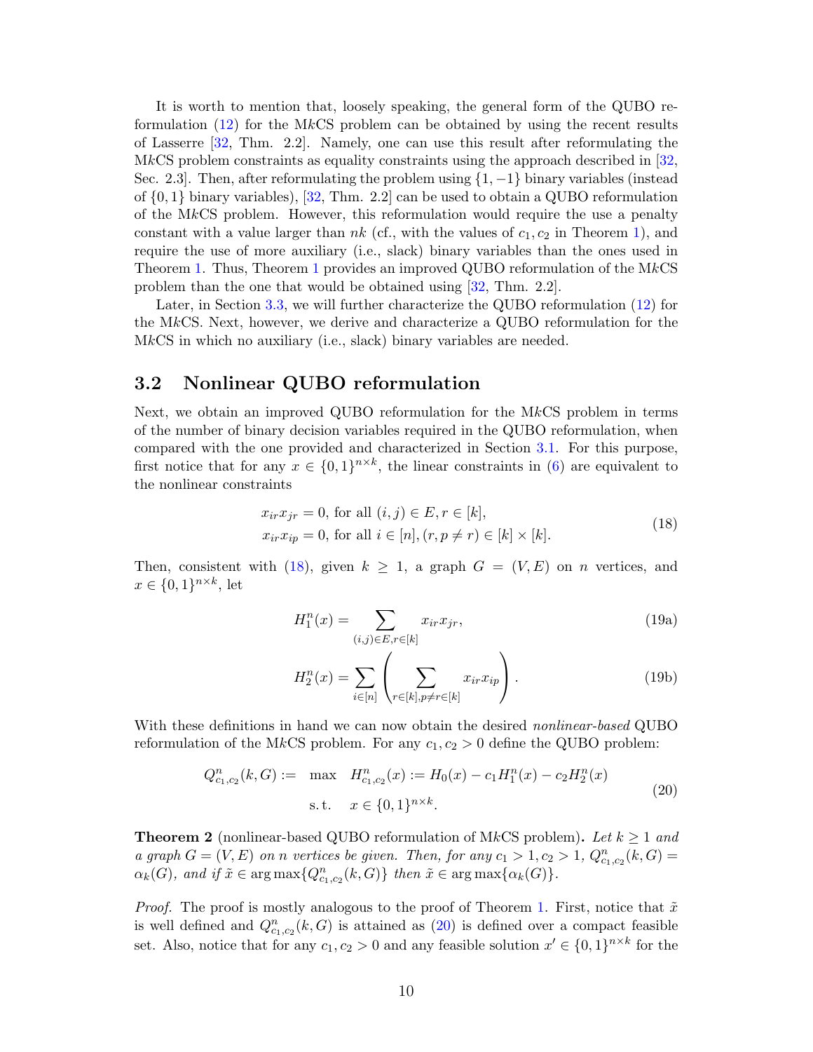It is worth to mention that, loosely speaking, the general form of the QUBO reformulation (12) for the M$k$CS problem can be obtained by using the recent results of Lasserre [32, Thm. 2.2]. Namely, one can use this result after reformulating the M$k$CS problem constraints as equality constraints using the approach described in [32, Sec. 2.3]. Then, after reformulating the problem using $\{1, -1\}$ binary variables (instead of $\{0, 1\}$ binary variables), [32, Thm. 2.2] can be used to obtain a QUBO reformulation of the M$k$CS problem. However, this reformulation would require the use a penalty constant with a value larger than $nk$ (cf., with the values of $c_1, c_2$ in Theorem 1), and require the use of more auxiliary (i.e., slack) binary variables than the ones used in Theorem 1. Thus, Theorem 1 provides an improved QUBO reformulation of the M$k$CS problem than the one that would be obtained using [32, Thm. 2.2].

Later, in Section 3.3, we will further characterize the QUBO reformulation (12) for the M$k$CS. Next, however, we derive and characterize a QUBO reformulation for the M$k$CS in which no auxiliary (i.e., slack) binary variables are needed.

## 3.2 Nonlinear QUBO reformulation

Next, we obtain an improved QUBO reformulation for the M$k$CS problem in terms of the number of binary decision variables required in the QUBO reformulation, when compared with the one provided and characterized in Section 3.1. For this purpose, first notice that for any $x \in \{0, 1\}^{n\times k}$, the linear constraints in (6) are equivalent to the nonlinear constraints

$$
\begin{aligned}
&x_{ir}x_{jr} = 0, \text{ for all } (i, j) \in E, r \in [k], \\
&x_{ir}x_{ip} = 0, \text{ for all } i \in [n], (r, p \neq r) \in [k] \times [k].
\end{aligned} \tag{18}
$$

Then, consistent with (18), given $k \geq 1$, a graph $G = (V, E)$ on $n$ vertices, and $x \in \{0, 1\}^{n\times k}$, let

$$
H_1^n(x) = \sum_{(i,j)\in E, r\in[k]} x_{ir}x_{jr}, \tag{19a}
$$

$$
H_2^n(x) = \sum_{i\in[n]} \left( \sum_{r\in[k], p\neq r\in[k]} x_{ir}x_{ip} \right). \tag{19b}
$$

With these definitions in hand we can now obtain the desired *nonlinear-based* QUBO reformulation of the M$k$CS problem. For any $c_1, c_2 > 0$ define the QUBO problem:

$$
\begin{aligned}
Q^n_{c_1,c_2}(k, G) := \quad \max \quad & H^n_{c_1,c_2}(x) := H_0(x) - c_1 H_1^n(x) - c_2 H_2^n(x) \\
\text{s.t.} \quad & x \in \{0, 1\}^{n\times k}.
\end{aligned} \tag{20}
$$

**Theorem 2** (nonlinear-based QUBO reformulation of M$k$CS problem)**.** *Let $k \geq 1$ and a graph $G = (V, E)$ on $n$ vertices be given. Then, for any $c_1 > 1, c_2 > 1$, $Q^n_{c_1,c_2}(k, G) = \alpha_k(G)$, and if $\tilde{x} \in \arg\max\{Q^n_{c_1,c_2}(k, G)\}$ then $\tilde{x} \in \arg\max\{\alpha_k(G)\}$.*

*Proof.* The proof is mostly analogous to the proof of Theorem 1. First, notice that $\tilde{x}$ is well defined and $Q^n_{c_1,c_2}(k, G)$ is attained as (20) is defined over a compact feasible set. Also, notice that for any $c_1, c_2 > 0$ and any feasible solution $x' \in \{0, 1\}^{n\times k}$ for the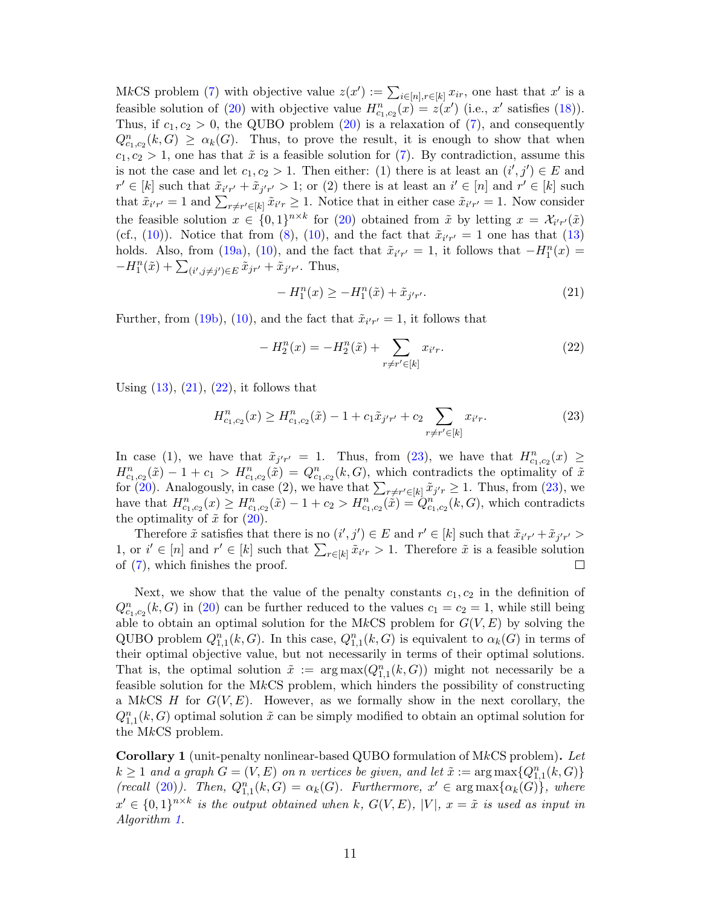M$k$CS problem (7) with objective value $z(x') := \sum_{i\in[n],r\in[k]} x_{ir}$, one hast that $x'$ is a feasible solution of (20) with objective value $H^n_{c_1,c_2}(x) = z(x')$ (i.e., $x'$ satisfies (18)). Thus, if $c_1, c_2 > 0$, the QUBO problem (20) is a relaxation of (7), and consequently $Q^n_{c_1,c_2}(k, G) \geq \alpha_k(G)$. Thus, to prove the result, it is enough to show that when $c_1, c_2 > 1$, one has that $\tilde{x}$ is a feasible solution for (7). By contradiction, assume this is not the case and let $c_1, c_2 > 1$. Then either: (1) there is at least an $(i', j') \in E$ and $r' \in [k]$ such that $\tilde{x}_{i'r'} + \tilde{x}_{j'r'} > 1$; or (2) there is at least an $i' \in [n]$ and $r' \in [k]$ such that $\tilde{x}_{i'r'} = 1$ and $\sum_{r\neq r'\in[k]} \tilde{x}_{i'r} \geq 1$. Notice that in either case $\tilde{x}_{i'r'} = 1$. Now consider the feasible solution $x \in \{0, 1\}^{n\times k}$ for (20) obtained from $\tilde{x}$ by letting $x = \mathcal{X}_{i'r'}(\tilde{x})$ (cf., (10)). Notice that from (8), (10), and the fact that $\tilde{x}_{i'r'} = 1$ one has that (13) holds. Also, from (19a), (10), and the fact that $\tilde{x}_{i'r'} = 1$, it follows that $-H^n_1(x) = -H^n_1(\tilde{x}) + \sum_{(i',j\neq j')\in E} \tilde{x}_{jr'} + \tilde{x}_{j'r'}$. Thus,

$$-H^n_1(x) \geq -H^n_1(\tilde{x}) + \tilde{x}_{j'r'}. \tag{21}$$

Further, from (19b), (10), and the fact that $\tilde{x}_{i'r'} = 1$, it follows that

$$-H^n_2(x) = -H^n_2(\tilde{x}) + \sum_{r\neq r'\in[k]} x_{i'r}. \tag{22}$$

Using (13), (21), (22), it follows that

$$H^n_{c_1,c_2}(x) \geq H^n_{c_1,c_2}(\tilde{x}) - 1 + c_1\tilde{x}_{j'r'} + c_2 \sum_{r\neq r'\in[k]} x_{i'r}. \tag{23}$$

In case (1), we have that $\tilde{x}_{j'r'} = 1$. Thus, from (23), we have that $H^n_{c_1,c_2}(x) \geq H^n_{c_1,c_2}(\tilde{x}) - 1 + c_1 > H^n_{c_1,c_2}(\tilde{x}) = Q^n_{c_1,c_2}(k, G)$, which contradicts the optimality of $\tilde{x}$ for (20). Analogously, in case (2), we have that $\sum_{r\neq r'\in[k]} \tilde{x}_{j'r} \geq 1$. Thus, from (23), we have that $H^n_{c_1,c_2}(x) \geq H^n_{c_1,c_2}(\tilde{x}) - 1 + c_2 > H^n_{c_1,c_2}(\tilde{x}) = Q^n_{c_1,c_2}(k, G)$, which contradicts the optimality of $\tilde{x}$ for (20).

Therefore $\tilde{x}$ satisfies that there is no $(i', j') \in E$ and $r' \in [k]$ such that $\tilde{x}_{i'r'} + \tilde{x}_{j'r'} > 1$, or $i' \in [n]$ and $r' \in [k]$ such that $\sum_{r\in[k]} \tilde{x}_{i'r} > 1$. Therefore $\tilde{x}$ is a feasible solution of (7), which finishes the proof. □

Next, we show that the value of the penalty constants $c_1, c_2$ in the definition of $Q^n_{c_1,c_2}(k, G)$ in (20) can be further reduced to the values $c_1 = c_2 = 1$, while still being able to obtain an optimal solution for the M$k$CS problem for $G(V, E)$ by solving the QUBO problem $Q^n_{1,1}(k, G)$. In this case, $Q^n_{1,1}(k, G)$ is equivalent to $\alpha_k(G)$ in terms of their optimal objective value, but not necessarily in terms of their optimal solutions. That is, the optimal solution $\tilde{x} := \arg\max(Q^n_{1,1}(k, G))$ might not necessarily be a feasible solution for the M$k$CS problem, which hinders the possibility of constructing a M$k$CS $H$ for $G(V, E)$. However, as we formally show in the next corollary, the $Q^n_{1,1}(k, G)$ optimal solution $\tilde{x}$ can be simply modified to obtain an optimal solution for the M$k$CS problem.

**Corollary 1** (unit-penalty nonlinear-based QUBO formulation of M$k$CS problem)**.** *Let $k \geq 1$ and a graph $G = (V, E)$ on $n$ vertices be given, and let $\tilde{x} := \arg\max\{Q^n_{1,1}(k, G)\}$ (recall (20)). Then, $Q^n_{1,1}(k, G) = \alpha_k(G)$. Furthermore, $x' \in \arg\max\{\alpha_k(G)\}$, where $x' \in \{0, 1\}^{n\times k}$ is the output obtained when $k$, $G(V, E)$, $|V|$, $x = \tilde{x}$ is used as input in Algorithm 1.*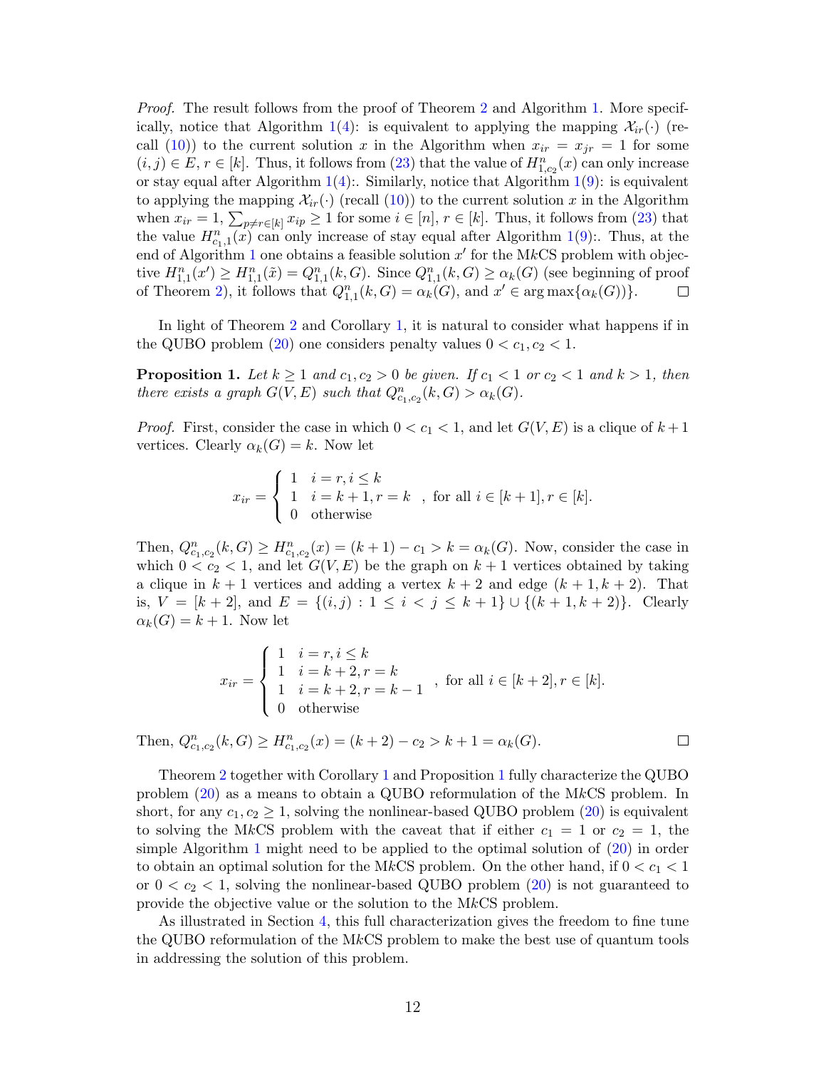*Proof.* The result follows from the proof of Theorem 2 and Algorithm 1. More specifically, notice that Algorithm 1(4): is equivalent to applying the mapping $\mathcal{X}_{ir}(\cdot)$ (recall (10)) to the current solution $x$ in the Algorithm when $x_{ir} = x_{jr} = 1$ for some $(i,j) \in E$, $r \in [k]$. Thus, it follows from (23) that the value of $H^n_{1,c_2}(x)$ can only increase or stay equal after Algorithm 1(4):. Similarly, notice that Algorithm 1(9): is equivalent to applying the mapping $\mathcal{X}_{ir}(\cdot)$ (recall (10)) to the current solution $x$ in the Algorithm when $x_{ir} = 1$, $\sum_{p \neq r \in [k]} x_{ip} \geq 1$ for some $i \in [n]$, $r \in [k]$. Thus, it follows from (23) that the value $H^n_{c_1,1}(x)$ can only increase of stay equal after Algorithm 1(9):. Thus, at the end of Algorithm 1 one obtains a feasible solution $x'$ for the M$k$CS problem with objective $H^n_{1,1}(x') \geq H^n_{1,1}(\tilde{x}) = Q^n_{1,1}(k,G)$. Since $Q^n_{1,1}(k,G) \geq \alpha_k(G)$ (see beginning of proof of Theorem 2), it follows that $Q^n_{1,1}(k,G) = \alpha_k(G)$, and $x' \in \arg\max\{\alpha_k(G)\}$. □

In light of Theorem 2 and Corollary 1, it is natural to consider what happens if in the QUBO problem (20) one considers penalty values $0 < c_1, c_2 < 1$.

**Proposition 1.** *Let $k \geq 1$ and $c_1, c_2 > 0$ be given. If $c_1 < 1$ or $c_2 < 1$ and $k > 1$, then there exists a graph $G(V,E)$ such that $Q^n_{c_1,c_2}(k,G) > \alpha_k(G)$.*

*Proof.* First, consider the case in which $0 < c_1 < 1$, and let $G(V,E)$ is a clique of $k+1$ vertices. Clearly $\alpha_k(G) = k$. Now let

$$x_{ir} = \begin{cases} 1 & i = r, i \leq k \\ 1 & i = k+1, r = k \\ 0 & \text{otherwise} \end{cases}, \text{ for all } i \in [k+1], r \in [k].$$

Then, $Q^n_{c_1,c_2}(k,G) \geq H^n_{c_1,c_2}(x) = (k+1) - c_1 > k = \alpha_k(G)$. Now, consider the case in which $0 < c_2 < 1$, and let $G(V,E)$ be the graph on $k+1$ vertices obtained by taking a clique in $k+1$ vertices and adding a vertex $k+2$ and edge $(k+1, k+2)$. That is, $V = [k+2]$, and $E = \{(i,j) : 1 \leq i < j \leq k+1\} \cup \{(k+1, k+2)\}$. Clearly $\alpha_k(G) = k+1$. Now let

$$x_{ir} = \begin{cases} 1 & i = r, i \leq k \\ 1 & i = k+2, r = k \\ 1 & i = k+2, r = k-1 \\ 0 & \text{otherwise} \end{cases}, \text{ for all } i \in [k+2], r \in [k].$$

Then, $Q^n_{c_1,c_2}(k,G) \geq H^n_{c_1,c_2}(x) = (k+2) - c_2 > k+1 = \alpha_k(G)$. □

Theorem 2 together with Corollary 1 and Proposition 1 fully characterize the QUBO problem (20) as a means to obtain a QUBO reformulation of the M$k$CS problem. In short, for any $c_1, c_2 \geq 1$, solving the nonlinear-based QUBO problem (20) is equivalent to solving the M$k$CS problem with the caveat that if either $c_1 = 1$ or $c_2 = 1$, the simple Algorithm 1 might need to be applied to the optimal solution of (20) in order to obtain an optimal solution for the M$k$CS problem. On the other hand, if $0 < c_1 < 1$ or $0 < c_2 < 1$, solving the nonlinear-based QUBO problem (20) is not guaranteed to provide the objective value or the solution to the M$k$CS problem.

As illustrated in Section 4, this full characterization gives the freedom to fine tune the QUBO reformulation of the M$k$CS problem to make the best use of quantum tools in addressing the solution of this problem.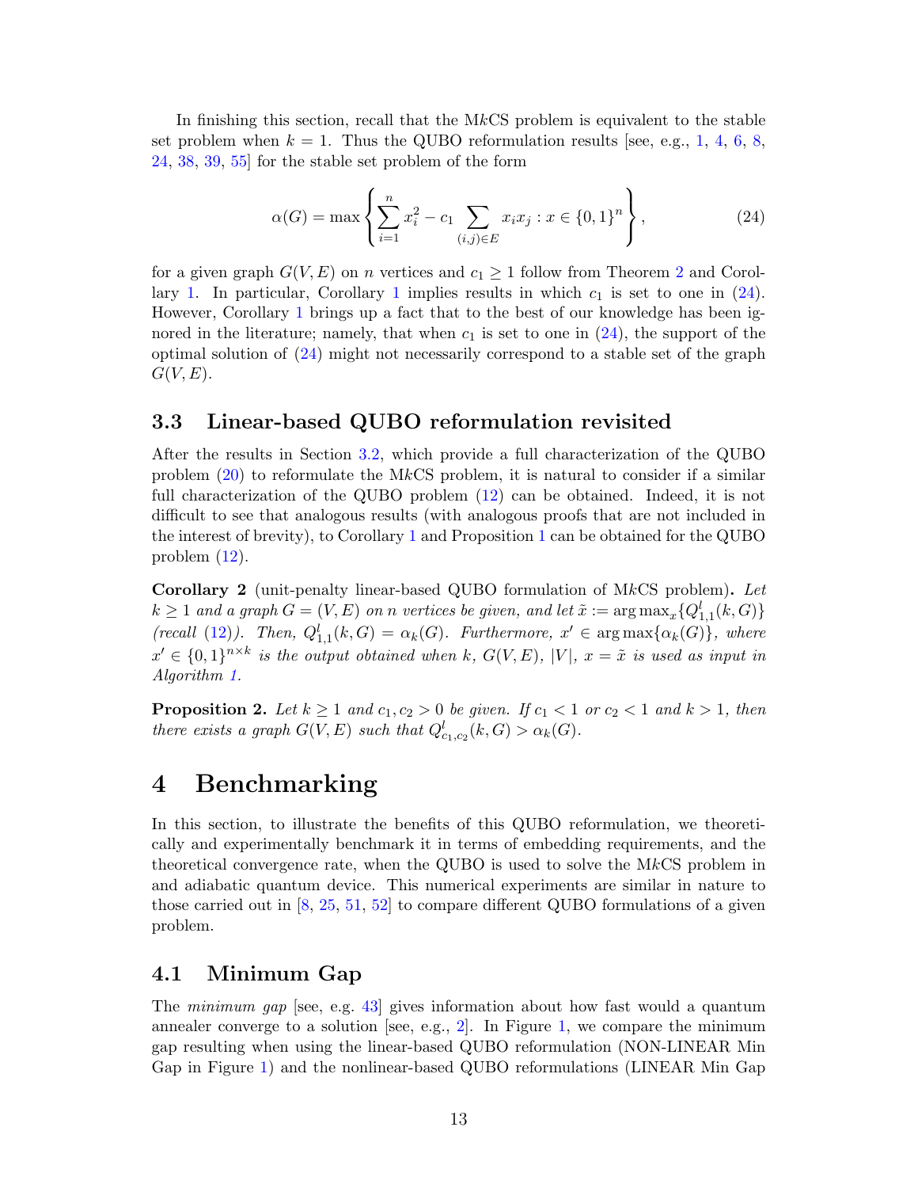In finishing this section, recall that the M$k$CS problem is equivalent to the stable set problem when $k = 1$. Thus the QUBO reformulation results [see, e.g., 1, 4, 6, 8, 24, 38, 39, 55] for the stable set problem of the form

$$\alpha(G) = \max \left\{ \sum_{i=1}^{n} x_i^2 - c_1 \sum_{(i,j) \in E} x_i x_j : x \in \{0,1\}^n \right\}, \tag{24}$$

for a given graph $G(V,E)$ on $n$ vertices and $c_1 \geq 1$ follow from Theorem 2 and Corollary 1. In particular, Corollary 1 implies results in which $c_1$ is set to one in (24). However, Corollary 1 brings up a fact that to the best of our knowledge has been ignored in the literature; namely, that when $c_1$ is set to one in (24), the support of the optimal solution of (24) might not necessarily correspond to a stable set of the graph $G(V,E)$.

## 3.3 Linear-based QUBO reformulation revisited

After the results in Section 3.2, which provide a full characterization of the QUBO problem (20) to reformulate the M$k$CS problem, it is natural to consider if a similar full characterization of the QUBO problem (12) can be obtained. Indeed, it is not difficult to see that analogous results (with analogous proofs that are not included in the interest of brevity), to Corollary 1 and Proposition 1 can be obtained for the QUBO problem (12).

**Corollary 2** (unit-penalty linear-based QUBO formulation of M$k$CS problem)**.** *Let $k \geq 1$ and a graph $G = (V,E)$ on $n$ vertices be given, and let $\tilde{x} := \arg\max_x \{Q^l_{1,1}(k,G)\}$ (recall (12)). Then, $Q^l_{1,1}(k,G) = \alpha_k(G)$. Furthermore, $x' \in \arg\max\{\alpha_k(G)\}$, where $x' \in \{0,1\}^{n \times k}$ is the output obtained when $k$, $G(V,E)$, $|V|$, $x = \tilde{x}$ is used as input in Algorithm 1.*

**Proposition 2.** *Let $k \geq 1$ and $c_1, c_2 > 0$ be given. If $c_1 < 1$ or $c_2 < 1$ and $k > 1$, then there exists a graph $G(V,E)$ such that $Q^l_{c_1,c_2}(k,G) > \alpha_k(G)$.*

# 4 Benchmarking

In this section, to illustrate the benefits of this QUBO reformulation, we theoretically and experimentally benchmark it in terms of embedding requirements, and the theoretical convergence rate, when the QUBO is used to solve the M$k$CS problem in and adiabatic quantum device. This numerical experiments are similar in nature to those carried out in [8, 25, 51, 52] to compare different QUBO formulations of a given problem.

## 4.1 Minimum Gap

The *minimum gap* [see, e.g. 43] gives information about how fast would a quantum annealer converge to a solution [see, e.g., 2]. In Figure 1, we compare the minimum gap resulting when using the linear-based QUBO reformulation (NON-LINEAR Min Gap in Figure 1) and the nonlinear-based QUBO reformulations (LINEAR Min Gap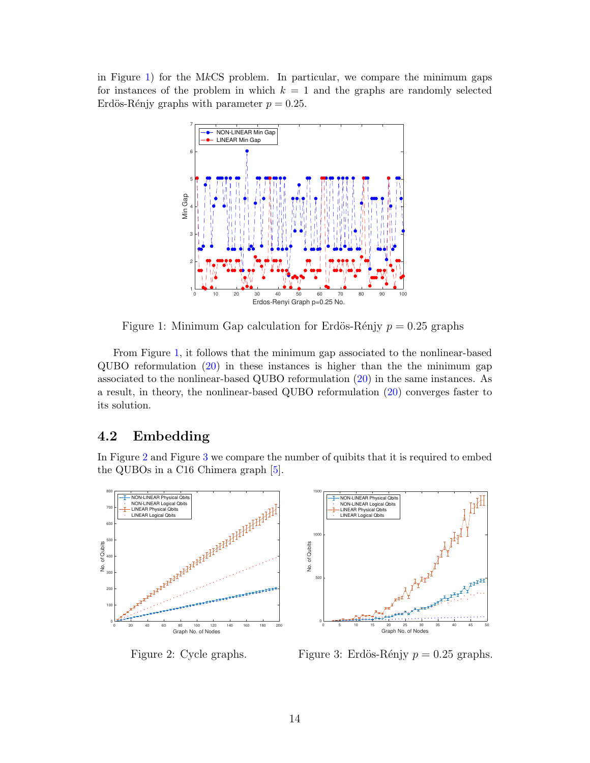in Figure 1) for the M$k$CS problem. In particular, we compare the minimum gaps for instances of the problem in which $k = 1$ and the graphs are randomly selected Erdös-Rénjy graphs with parameter $p = 0.25$.

NON-LINEAR Min Gap
LINEAR Min Gap
Min Gap
Erdos-Renyi Graph p=0.25 No.
0 10 20 30 40 50 60 70 80 90 100
1 2 3 4 5 6 7

Figure 1: Minimum Gap calculation for Erdös-Rénjy $p = 0.25$ graphs

From Figure 1, it follows that the minimum gap associated to the nonlinear-based QUBO reformulation (20) in these instances is higher than the the minimum gap associated to the nonlinear-based QUBO reformulation (20) in the same instances. As a result, in theory, the nonlinear-based QUBO reformulation (20) converges faster to its solution.

## 4.2 Embedding

In Figure 2 and Figure 3 we compare the number of quibits that it is required to embed the QUBOs in a C16 Chimera graph [5].

NON-LINEAR Physical Qbits
NON-LINEAR Logical Qbits
LINEAR Physical Qbits
LINEAR Logical Qbits
No. of Qubits
Graph No. of Nodes
0 20 40 60 80 100 120 140 160 180 200
0 100 200 300 400 500 600 700 800

Figure 2: Cycle graphs.

NON-LINEAR Physical Qbits
NON-LINEAR Logical Qbits
LINEAR Physical Qbits
LINEAR Logical Qbits
No. of Qubits
Graph No. of Nodes
0 5 10 15 20 25 30 35 40 45 50
0 500 1000 1500

Figure 3: Erdös-Rénjy $p = 0.25$ graphs.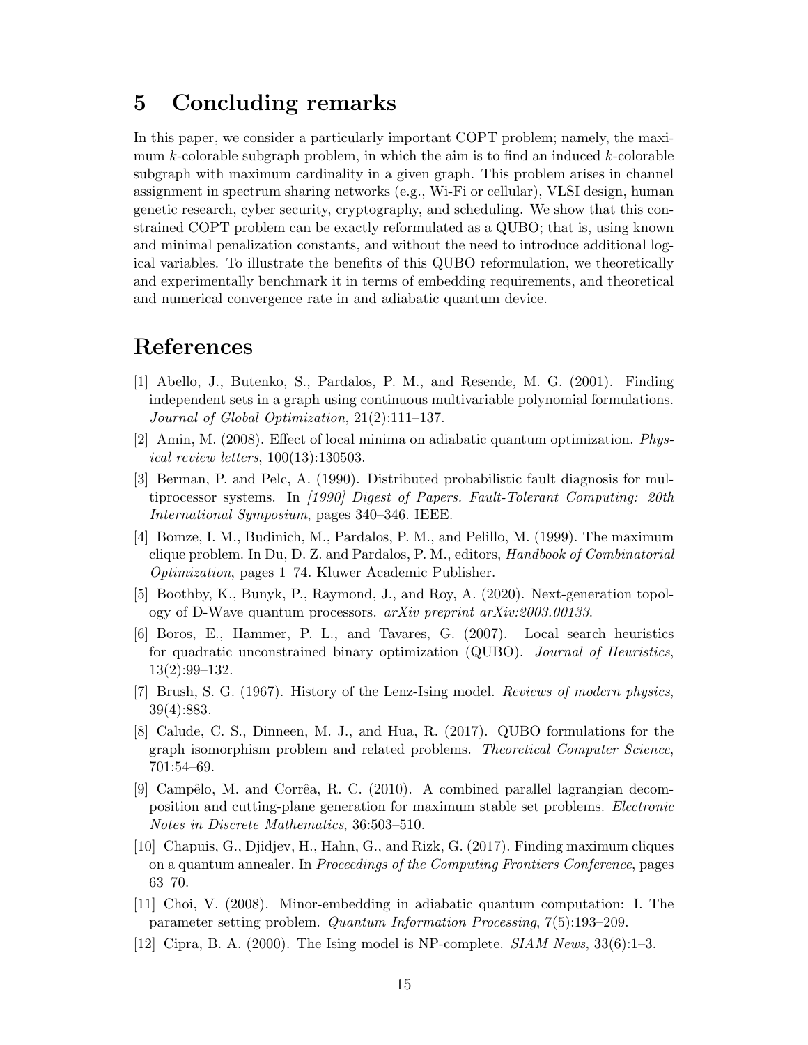## 5 Concluding remarks

In this paper, we consider a particularly important COPT problem; namely, the maximum $k$-colorable subgraph problem, in which the aim is to find an induced $k$-colorable subgraph with maximum cardinality in a given graph. This problem arises in channel assignment in spectrum sharing networks (e.g., Wi-Fi or cellular), VLSI design, human genetic research, cyber security, cryptography, and scheduling. We show that this constrained COPT problem can be exactly reformulated as a QUBO; that is, using known and minimal penalization constants, and without the need to introduce additional logical variables. To illustrate the benefits of this QUBO reformulation, we theoretically and experimentally benchmark it in terms of embedding requirements, and theoretical and numerical convergence rate in and adiabatic quantum device.

## References

[1] Abello, J., Butenko, S., Pardalos, P. M., and Resende, M. G. (2001). Finding independent sets in a graph using continuous multivariable polynomial formulations. *Journal of Global Optimization*, 21(2):111–137.

[2] Amin, M. (2008). Effect of local minima on adiabatic quantum optimization. *Physical review letters*, 100(13):130503.

[3] Berman, P. and Pelc, A. (1990). Distributed probabilistic fault diagnosis for multiprocessor systems. In *[1990] Digest of Papers. Fault-Tolerant Computing: 20th International Symposium*, pages 340–346. IEEE.

[4] Bomze, I. M., Budinich, M., Pardalos, P. M., and Pelillo, M. (1999). The maximum clique problem. In Du, D. Z. and Pardalos, P. M., editors, *Handbook of Combinatorial Optimization*, pages 1–74. Kluwer Academic Publisher.

[5] Boothby, K., Bunyk, P., Raymond, J., and Roy, A. (2020). Next-generation topology of D-Wave quantum processors. *arXiv preprint arXiv:2003.00133*.

[6] Boros, E., Hammer, P. L., and Tavares, G. (2007). Local search heuristics for quadratic unconstrained binary optimization (QUBO). *Journal of Heuristics*, 13(2):99–132.

[7] Brush, S. G. (1967). History of the Lenz-Ising model. *Reviews of modern physics*, 39(4):883.

[8] Calude, C. S., Dinneen, M. J., and Hua, R. (2017). QUBO formulations for the graph isomorphism problem and related problems. *Theoretical Computer Science*, 701:54–69.

[9] Campêlo, M. and Corrêa, R. C. (2010). A combined parallel lagrangian decomposition and cutting-plane generation for maximum stable set problems. *Electronic Notes in Discrete Mathematics*, 36:503–510.

[10] Chapuis, G., Djidjev, H., Hahn, G., and Rizk, G. (2017). Finding maximum cliques on a quantum annealer. In *Proceedings of the Computing Frontiers Conference*, pages 63–70.

[11] Choi, V. (2008). Minor-embedding in adiabatic quantum computation: I. The parameter setting problem. *Quantum Information Processing*, 7(5):193–209.

[12] Cipra, B. A. (2000). The Ising model is NP-complete. *SIAM News*, 33(6):1–3.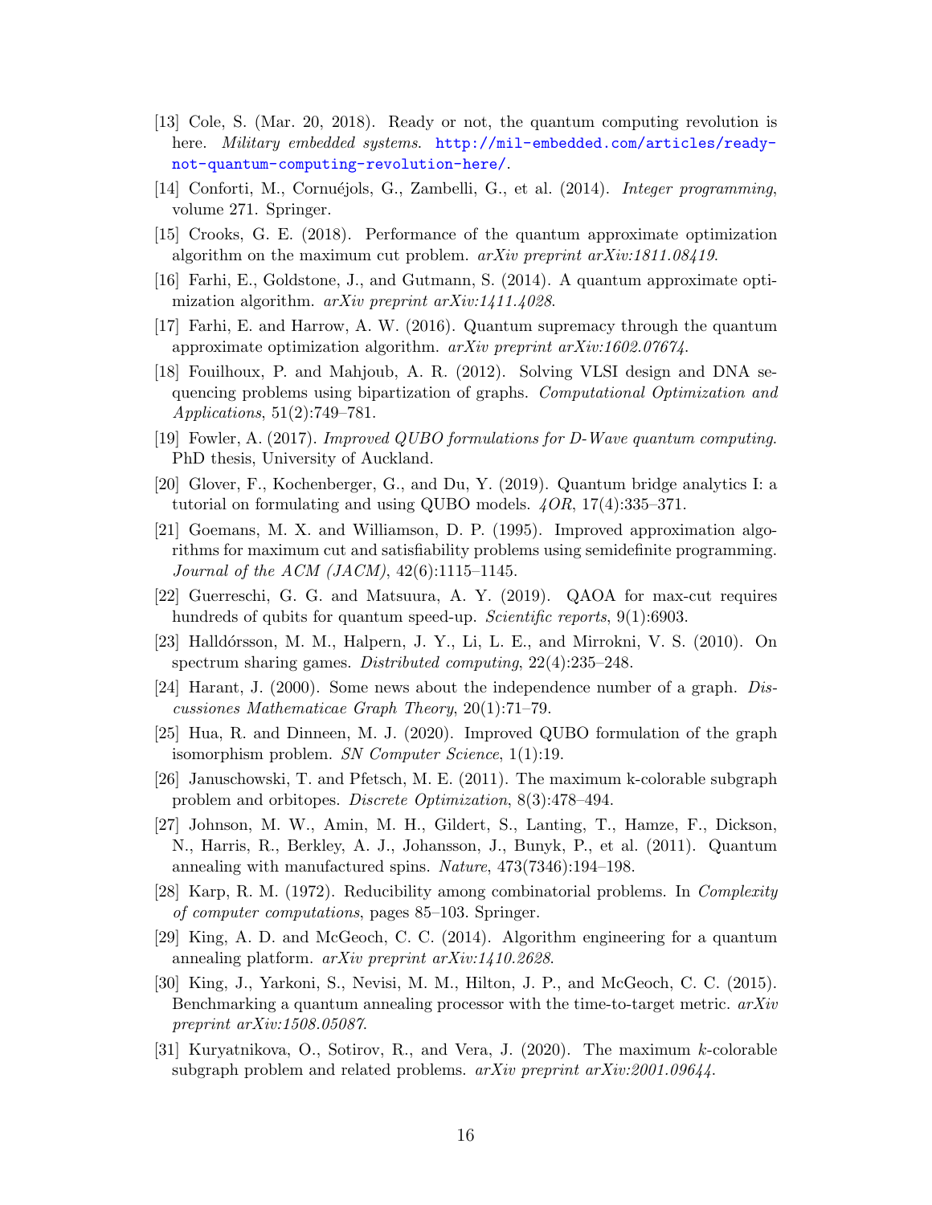[13] Cole, S. (Mar. 20, 2018). Ready or not, the quantum computing revolution is here. *Military embedded systems*. http://mil-embedded.com/articles/ready-not-quantum-computing-revolution-here/.

[14] Conforti, M., Cornuéjols, G., Zambelli, G., et al. (2014). *Integer programming*, volume 271. Springer.

[15] Crooks, G. E. (2018). Performance of the quantum approximate optimization algorithm on the maximum cut problem. *arXiv preprint arXiv:1811.08419*.

[16] Farhi, E., Goldstone, J., and Gutmann, S. (2014). A quantum approximate optimization algorithm. *arXiv preprint arXiv:1411.4028*.

[17] Farhi, E. and Harrow, A. W. (2016). Quantum supremacy through the quantum approximate optimization algorithm. *arXiv preprint arXiv:1602.07674*.

[18] Fouilhoux, P. and Mahjoub, A. R. (2012). Solving VLSI design and DNA sequencing problems using bipartization of graphs. *Computational Optimization and Applications*, 51(2):749–781.

[19] Fowler, A. (2017). *Improved QUBO formulations for D-Wave quantum computing*. PhD thesis, University of Auckland.

[20] Glover, F., Kochenberger, G., and Du, Y. (2019). Quantum bridge analytics I: a tutorial on formulating and using QUBO models. *4OR*, 17(4):335–371.

[21] Goemans, M. X. and Williamson, D. P. (1995). Improved approximation algorithms for maximum cut and satisfiability problems using semidefinite programming. *Journal of the ACM (JACM)*, 42(6):1115–1145.

[22] Guerreschi, G. G. and Matsuura, A. Y. (2019). QAOA for max-cut requires hundreds of qubits for quantum speed-up. *Scientific reports*, 9(1):6903.

[23] Halldórsson, M. M., Halpern, J. Y., Li, L. E., and Mirrokni, V. S. (2010). On spectrum sharing games. *Distributed computing*, 22(4):235–248.

[24] Harant, J. (2000). Some news about the independence number of a graph. *Discussiones Mathematicae Graph Theory*, 20(1):71–79.

[25] Hua, R. and Dinneen, M. J. (2020). Improved QUBO formulation of the graph isomorphism problem. *SN Computer Science*, 1(1):19.

[26] Januschowski, T. and Pfetsch, M. E. (2011). The maximum k-colorable subgraph problem and orbitopes. *Discrete Optimization*, 8(3):478–494.

[27] Johnson, M. W., Amin, M. H., Gildert, S., Lanting, T., Hamze, F., Dickson, N., Harris, R., Berkley, A. J., Johansson, J., Bunyk, P., et al. (2011). Quantum annealing with manufactured spins. *Nature*, 473(7346):194–198.

[28] Karp, R. M. (1972). Reducibility among combinatorial problems. In *Complexity of computer computations*, pages 85–103. Springer.

[29] King, A. D. and McGeoch, C. C. (2014). Algorithm engineering for a quantum annealing platform. *arXiv preprint arXiv:1410.2628*.

[30] King, J., Yarkoni, S., Nevisi, M. M., Hilton, J. P., and McGeoch, C. C. (2015). Benchmarking a quantum annealing processor with the time-to-target metric. *arXiv preprint arXiv:1508.05087*.

[31] Kuryatnikova, O., Sotirov, R., and Vera, J. (2020). The maximum $k$-colorable subgraph problem and related problems. *arXiv preprint arXiv:2001.09644*.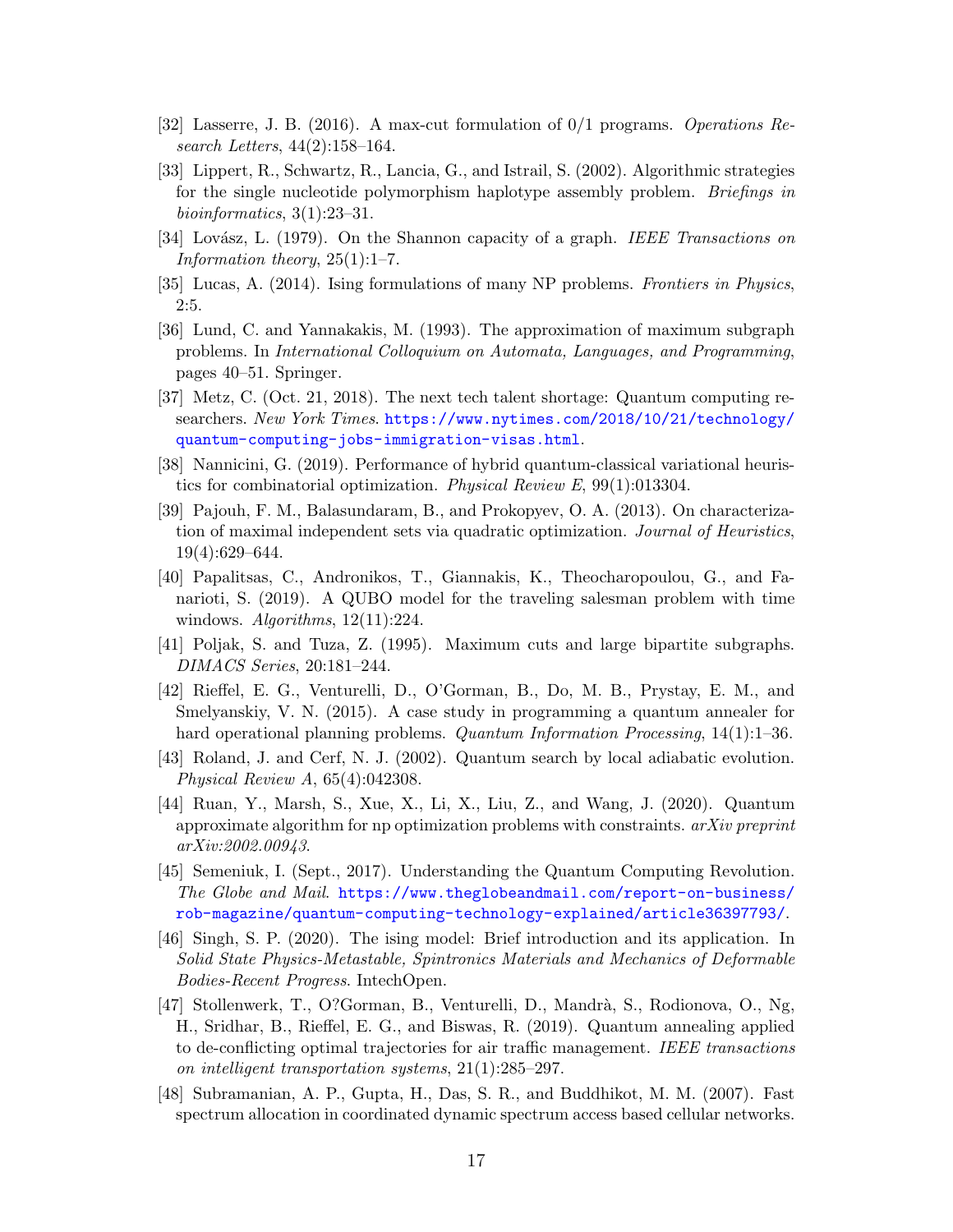[32] Lasserre, J. B. (2016). A max-cut formulation of 0/1 programs. *Operations Research Letters*, 44(2):158–164.

[33] Lippert, R., Schwartz, R., Lancia, G., and Istrail, S. (2002). Algorithmic strategies for the single nucleotide polymorphism haplotype assembly problem. *Briefings in bioinformatics*, 3(1):23–31.

[34] Lovász, L. (1979). On the Shannon capacity of a graph. *IEEE Transactions on Information theory*, 25(1):1–7.

[35] Lucas, A. (2014). Ising formulations of many NP problems. *Frontiers in Physics*, 2:5.

[36] Lund, C. and Yannakakis, M. (1993). The approximation of maximum subgraph problems. In *International Colloquium on Automata, Languages, and Programming*, pages 40–51. Springer.

[37] Metz, C. (Oct. 21, 2018). The next tech talent shortage: Quantum computing researchers. *New York Times*. https://www.nytimes.com/2018/10/21/technology/quantum-computing-jobs-immigration-visas.html.

[38] Nannicini, G. (2019). Performance of hybrid quantum-classical variational heuristics for combinatorial optimization. *Physical Review E*, 99(1):013304.

[39] Pajouh, F. M., Balasundaram, B., and Prokopyev, O. A. (2013). On characterization of maximal independent sets via quadratic optimization. *Journal of Heuristics*, 19(4):629–644.

[40] Papalitsas, C., Andronikos, T., Giannakis, K., Theocharopoulou, G., and Fanarioti, S. (2019). A QUBO model for the traveling salesman problem with time windows. *Algorithms*, 12(11):224.

[41] Poljak, S. and Tuza, Z. (1995). Maximum cuts and large bipartite subgraphs. *DIMACS Series*, 20:181–244.

[42] Rieffel, E. G., Venturelli, D., O'Gorman, B., Do, M. B., Prystay, E. M., and Smelyanskiy, V. N. (2015). A case study in programming a quantum annealer for hard operational planning problems. *Quantum Information Processing*, 14(1):1–36.

[43] Roland, J. and Cerf, N. J. (2002). Quantum search by local adiabatic evolution. *Physical Review A*, 65(4):042308.

[44] Ruan, Y., Marsh, S., Xue, X., Li, X., Liu, Z., and Wang, J. (2020). Quantum approximate algorithm for np optimization problems with constraints. *arXiv preprint arXiv:2002.00943*.

[45] Semeniuk, I. (Sept., 2017). Understanding the Quantum Computing Revolution. *The Globe and Mail*. https://www.theglobeandmail.com/report-on-business/rob-magazine/quantum-computing-technology-explained/article36397793/.

[46] Singh, S. P. (2020). The ising model: Brief introduction and its application. In *Solid State Physics-Metastable, Spintronics Materials and Mechanics of Deformable Bodies-Recent Progress*. IntechOpen.

[47] Stollenwerk, T., O?Gorman, B., Venturelli, D., Mandrà, S., Rodionova, O., Ng, H., Sridhar, B., Rieffel, E. G., and Biswas, R. (2019). Quantum annealing applied to de-conflicting optimal trajectories for air traffic management. *IEEE transactions on intelligent transportation systems*, 21(1):285–297.

[48] Subramanian, A. P., Gupta, H., Das, S. R., and Buddhikot, M. M. (2007). Fast spectrum allocation in coordinated dynamic spectrum access based cellular networks.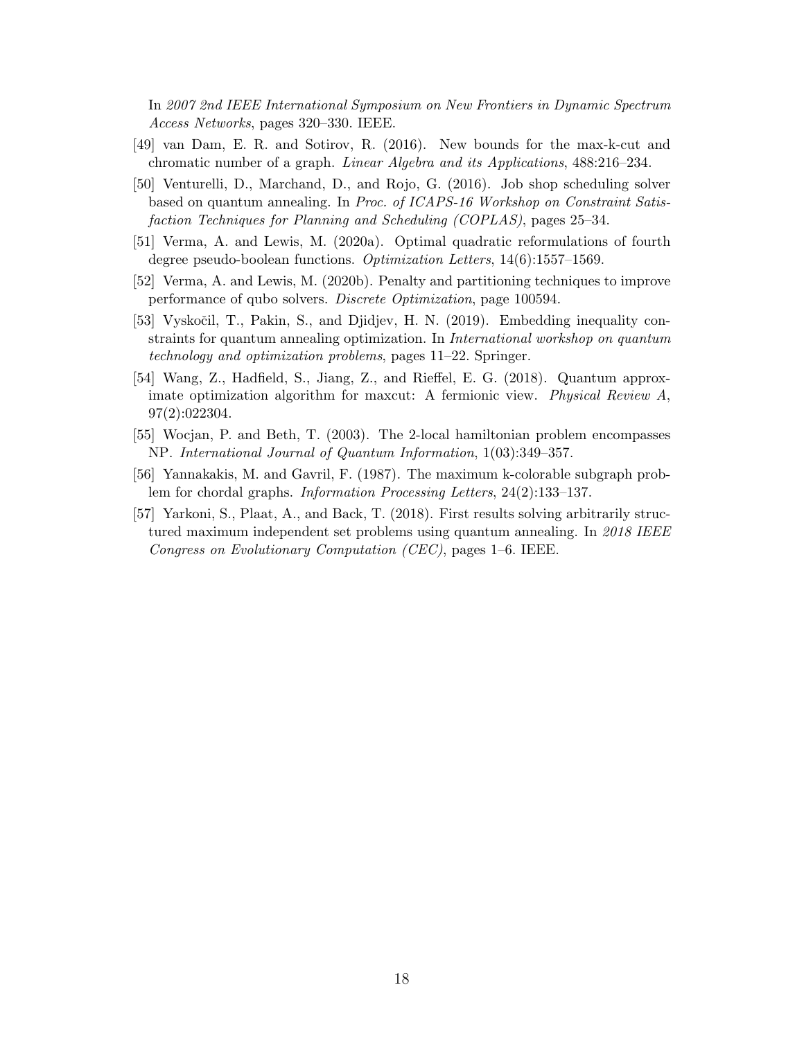In *2007 2nd IEEE International Symposium on New Frontiers in Dynamic Spectrum Access Networks*, pages 320–330. IEEE.

[49] van Dam, E. R. and Sotirov, R. (2016). New bounds for the max-k-cut and chromatic number of a graph. *Linear Algebra and its Applications*, 488:216–234.

[50] Venturelli, D., Marchand, D., and Rojo, G. (2016). Job shop scheduling solver based on quantum annealing. In *Proc. of ICAPS-16 Workshop on Constraint Satisfaction Techniques for Planning and Scheduling (COPLAS)*, pages 25–34.

[51] Verma, A. and Lewis, M. (2020a). Optimal quadratic reformulations of fourth degree pseudo-boolean functions. *Optimization Letters*, 14(6):1557–1569.

[52] Verma, A. and Lewis, M. (2020b). Penalty and partitioning techniques to improve performance of qubo solvers. *Discrete Optimization*, page 100594.

[53] Vyskočil, T., Pakin, S., and Djidjev, H. N. (2019). Embedding inequality constraints for quantum annealing optimization. In *International workshop on quantum technology and optimization problems*, pages 11–22. Springer.

[54] Wang, Z., Hadfield, S., Jiang, Z., and Rieffel, E. G. (2018). Quantum approximate optimization algorithm for maxcut: A fermionic view. *Physical Review A*, 97(2):022304.

[55] Wocjan, P. and Beth, T. (2003). The 2-local hamiltonian problem encompasses NP. *International Journal of Quantum Information*, 1(03):349–357.

[56] Yannakakis, M. and Gavril, F. (1987). The maximum k-colorable subgraph problem for chordal graphs. *Information Processing Letters*, 24(2):133–137.

[57] Yarkoni, S., Plaat, A., and Back, T. (2018). First results solving arbitrarily structured maximum independent set problems using quantum annealing. In *2018 IEEE Congress on Evolutionary Computation (CEC)*, pages 1–6. IEEE.